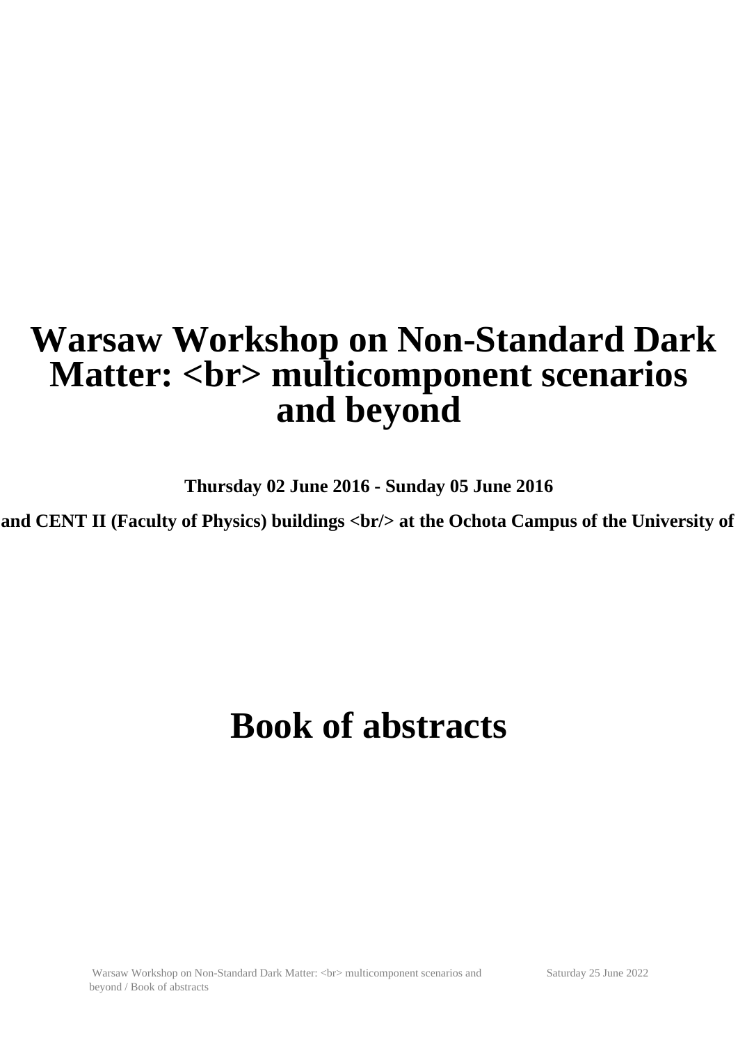# Warsaw Workshop on Non-Standard Dark Matter: <br> multicomponent scenarios and beyond

**Thursday 02 June 2016 - Sunday 05 June 2016**

**and CENT II (Faculty of Physics) buildings <br/> at the Ochota Campus of the University of**

# Book of abstracts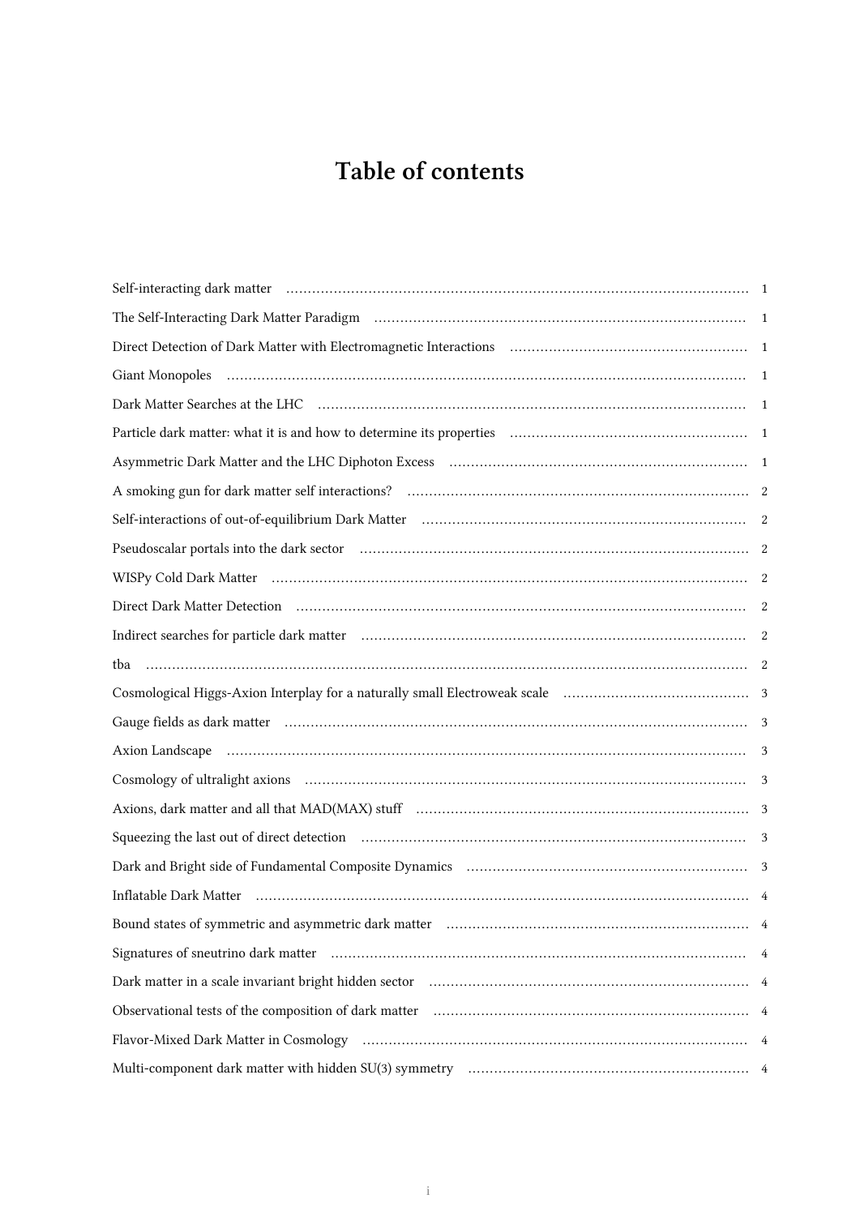# Table of contents

| | |
|---|---|
| Self-interacting dark matter | 1 |
| The Self-Interacting Dark Matter Paradigm | 1 |
| Direct Detection of Dark Matter with Electromagnetic Interactions | 1 |
| Giant Monopoles | 1 |
| Dark Matter Searches at the LHC | 1 |
| Particle dark matter: what it is and how to determine its properties | 1 |
| Asymmetric Dark Matter and the LHC Diphoton Excess | 1 |
| A smoking gun for dark matter self interactions? | 2 |
| Self-interactions of out-of-equilibrium Dark Matter | 2 |
| Pseudoscalar portals into the dark sector | 2 |
| WISPy Cold Dark Matter | 2 |
| Direct Dark Matter Detection | 2 |
| Indirect searches for particle dark matter | 2 |
| tba | 2 |
| Cosmological Higgs-Axion Interplay for a naturally small Electroweak scale | 3 |
| Gauge fields as dark matter | 3 |
| Axion Landscape | 3 |
| Cosmology of ultralight axions | 3 |
| Axions, dark matter and all that MAD(MAX) stuff | 3 |
| Squeezing the last out of direct detection | 3 |
| Dark and Bright side of Fundamental Composite Dynamics | 3 |
| Inflatable Dark Matter | 4 |
| Bound states of symmetric and asymmetric dark matter | 4 |
| Signatures of sneutrino dark matter | 4 |
| Dark matter in a scale invariant bright hidden sector | 4 |
| Observational tests of the composition of dark matter | 4 |
| Flavor-Mixed Dark Matter in Cosmology | 4 |
| Multi-component dark matter with hidden SU(3) symmetry | 4 |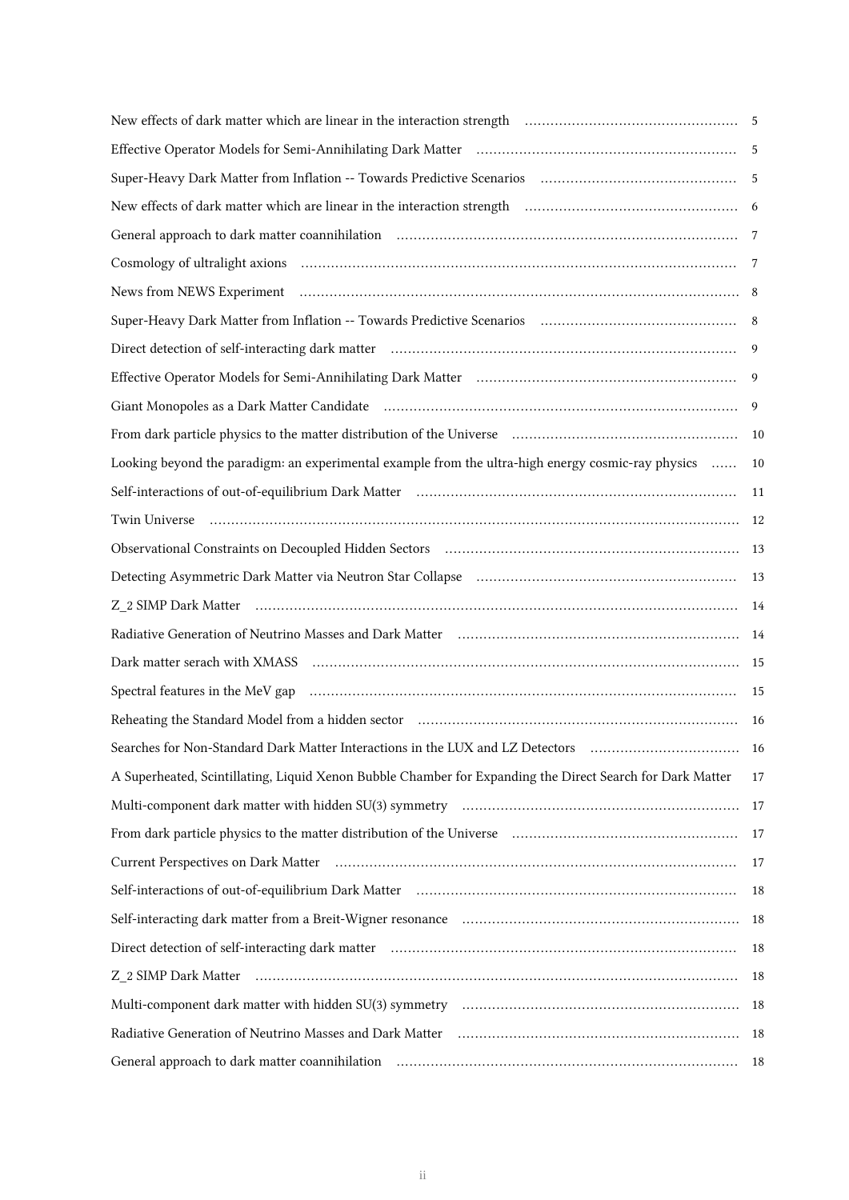New effects of dark matter which are linear in the interaction strength ..... 5

Effective Operator Models for Semi-Annihilating Dark Matter ..... 5

Super-Heavy Dark Matter from Inflation -- Towards Predictive Scenarios ..... 5

New effects of dark matter which are linear in the interaction strength ..... 6

General approach to dark matter coannihilation ..... 7

Cosmology of ultralight axions ..... 7

News from NEWS Experiment ..... 8

Super-Heavy Dark Matter from Inflation -- Towards Predictive Scenarios ..... 8

Direct detection of self-interacting dark matter ..... 9

Effective Operator Models for Semi-Annihilating Dark Matter ..... 9

Giant Monopoles as a Dark Matter Candidate ..... 9

From dark particle physics to the matter distribution of the Universe ..... 10

Looking beyond the paradigm: an experimental example from the ultra-high energy cosmic-ray physics ..... 10

Self-interactions of out-of-equilibrium Dark Matter ..... 11

Twin Universe ..... 12

Observational Constraints on Decoupled Hidden Sectors ..... 13

Detecting Asymmetric Dark Matter via Neutron Star Collapse ..... 13

Z_2 SIMP Dark Matter ..... 14

Radiative Generation of Neutrino Masses and Dark Matter ..... 14

Dark matter serach with XMASS ..... 15

Spectral features in the MeV gap ..... 15

Reheating the Standard Model from a hidden sector ..... 16

Searches for Non-Standard Dark Matter Interactions in the LUX and LZ Detectors ..... 16

A Superheated, Scintillating, Liquid Xenon Bubble Chamber for Expanding the Direct Search for Dark Matter 17

Multi-component dark matter with hidden SU(3) symmetry ..... 17

From dark particle physics to the matter distribution of the Universe ..... 17

Current Perspectives on Dark Matter ..... 17

Self-interactions of out-of-equilibrium Dark Matter ..... 18

Self-interacting dark matter from a Breit-Wigner resonance ..... 18

Direct detection of self-interacting dark matter ..... 18

Z_2 SIMP Dark Matter ..... 18

Multi-component dark matter with hidden SU(3) symmetry ..... 18

Radiative Generation of Neutrino Masses and Dark Matter ..... 18

General approach to dark matter coannihilation ..... 18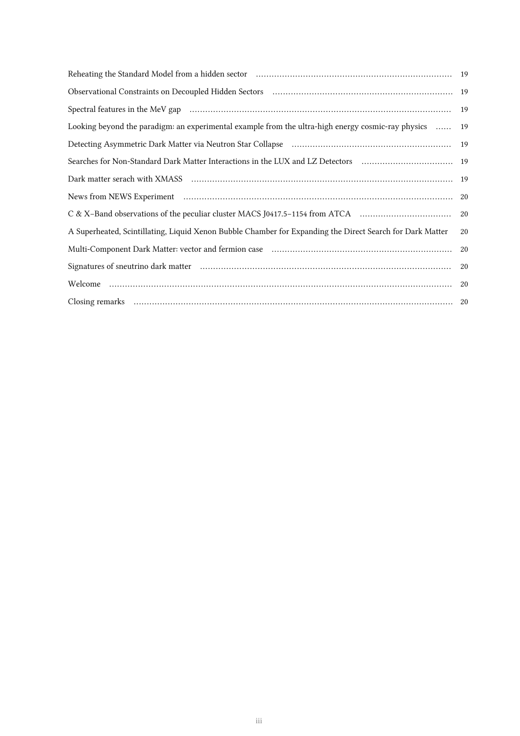Reheating the Standard Model from a hidden sector ........ 19

Observational Constraints on Decoupled Hidden Sectors ........ 19

Spectral features in the MeV gap ........ 19

Looking beyond the paradigm: an experimental example from the ultra-high energy cosmic-ray physics ........ 19

Detecting Asymmetric Dark Matter via Neutron Star Collapse ........ 19

Searches for Non-Standard Dark Matter Interactions in the LUX and LZ Detectors ........ 19

Dark matter serach with XMASS ........ 19

News from NEWS Experiment ........ 20

C & X–Band observations of the peculiar cluster MACS J0417.5−1154 from ATCA ........ 20

A Superheated, Scintillating, Liquid Xenon Bubble Chamber for Expanding the Direct Search for Dark Matter 20

Multi-Component Dark Matter: vector and fermion case ........ 20

Signatures of sneutrino dark matter ........ 20

Welcome ........ 20

Closing remarks ........ 20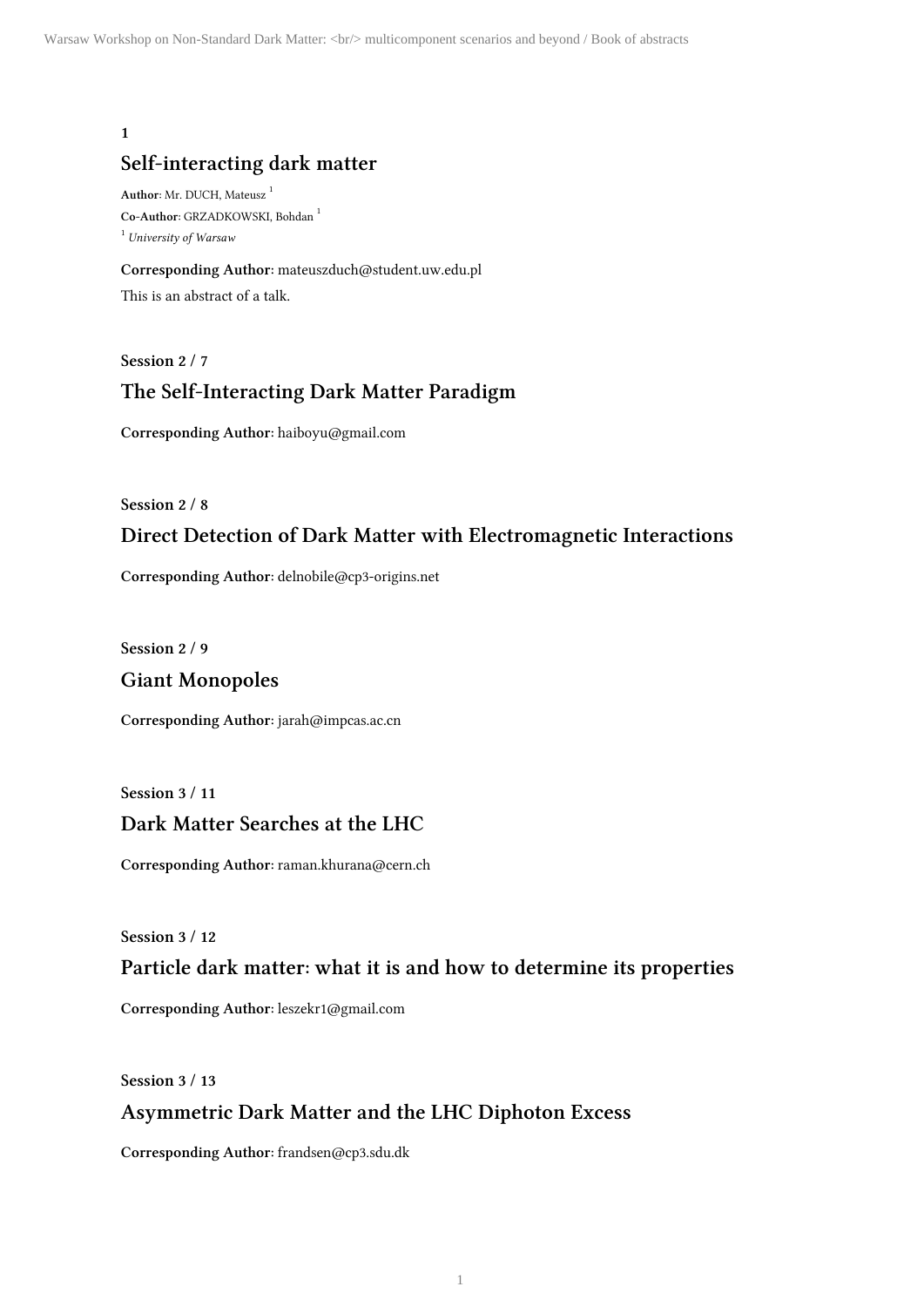**1**

## Self-interacting dark matter

**Author**: Mr. DUCH, Mateusz [1]

**Co-Author**: GRZADKOWSKI, Bohdan [1]

[1] *University of Warsaw*

**Corresponding Author**: mateuszduch@student.uw.edu.pl

This is an abstract of a talk.

**Session 2 / 7**

## The Self-Interacting Dark Matter Paradigm

**Corresponding Author**: haiboyu@gmail.com

**Session 2 / 8**

## Direct Detection of Dark Matter with Electromagnetic Interactions

**Corresponding Author**: delnobile@cp3-origins.net

**Session 2 / 9**

## Giant Monopoles

**Corresponding Author**: jarah@impcas.ac.cn

**Session 3 / 11**

## Dark Matter Searches at the LHC

**Corresponding Author**: raman.khurana@cern.ch

**Session 3 / 12**

## Particle dark matter: what it is and how to determine its properties

**Corresponding Author**: leszekr1@gmail.com

**Session 3 / 13**

## Asymmetric Dark Matter and the LHC Diphoton Excess

**Corresponding Author**: frandsen@cp3.sdu.dk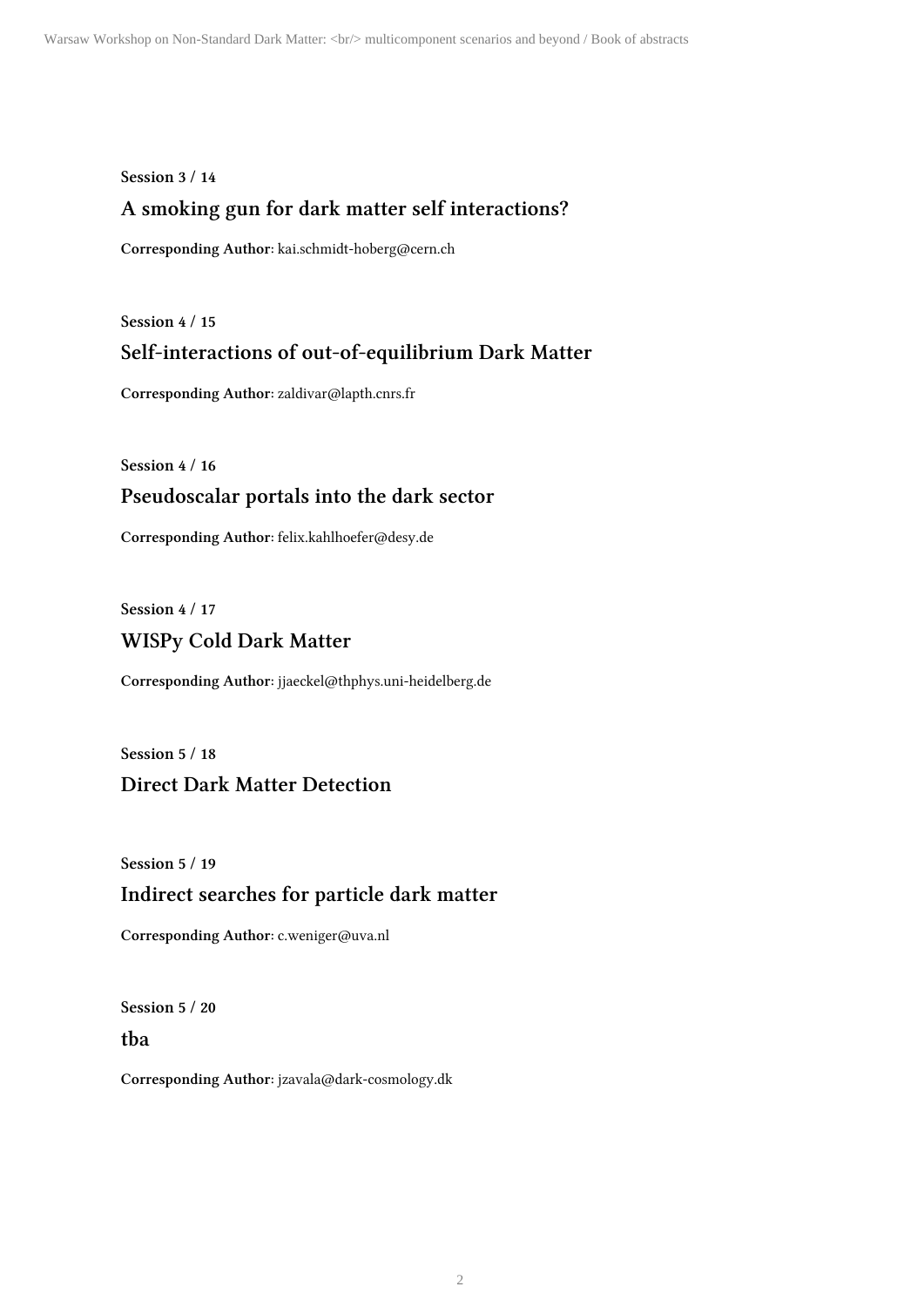**Session 3 / 14**

## A smoking gun for dark matter self interactions?

**Corresponding Author**: kai.schmidt-hoberg@cern.ch

**Session 4 / 15**

## Self-interactions of out-of-equilibrium Dark Matter

**Corresponding Author**: zaldivar@lapth.cnrs.fr

**Session 4 / 16**

## Pseudoscalar portals into the dark sector

**Corresponding Author**: felix.kahlhoefer@desy.de

**Session 4 / 17**

## WISPy Cold Dark Matter

**Corresponding Author**: jjaeckel@thphys.uni-heidelberg.de

**Session 5 / 18**

## Direct Dark Matter Detection

**Session 5 / 19**

## Indirect searches for particle dark matter

**Corresponding Author**: c.weniger@uva.nl

**Session 5 / 20**

## tba

**Corresponding Author**: jzavala@dark-cosmology.dk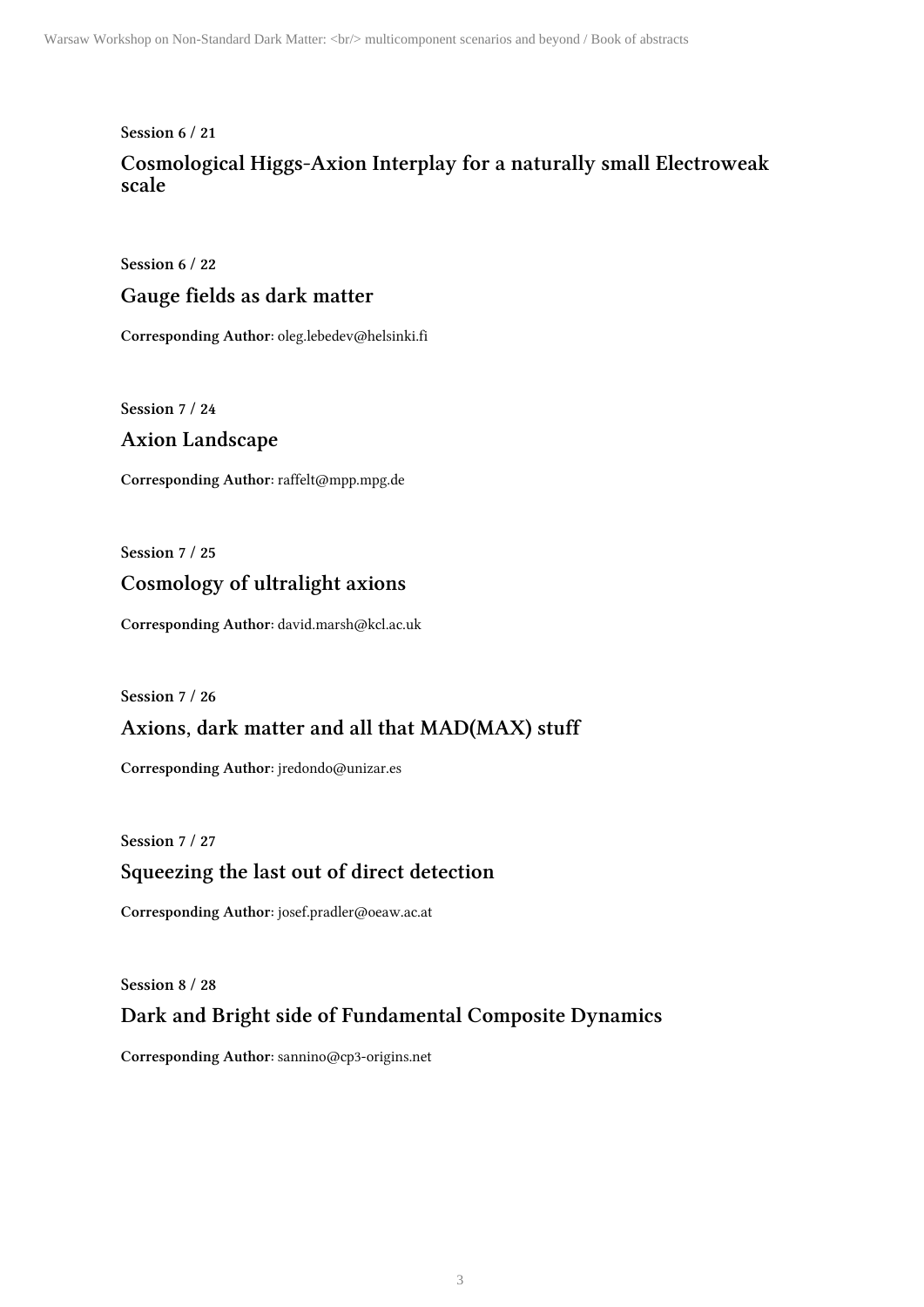**Session 6 / 21**

## Cosmological Higgs-Axion Interplay for a naturally small Electroweak scale

**Session 6 / 22**

## Gauge fields as dark matter

**Corresponding Author**: oleg.lebedev@helsinki.fi

**Session 7 / 24**

## Axion Landscape

**Corresponding Author**: raffelt@mpp.mpg.de

**Session 7 / 25**

## Cosmology of ultralight axions

**Corresponding Author**: david.marsh@kcl.ac.uk

**Session 7 / 26**

## Axions, dark matter and all that MAD(MAX) stuff

**Corresponding Author**: jredondo@unizar.es

**Session 7 / 27**

## Squeezing the last out of direct detection

**Corresponding Author**: josef.pradler@oeaw.ac.at

**Session 8 / 28**

## Dark and Bright side of Fundamental Composite Dynamics

**Corresponding Author**: sannino@cp3-origins.net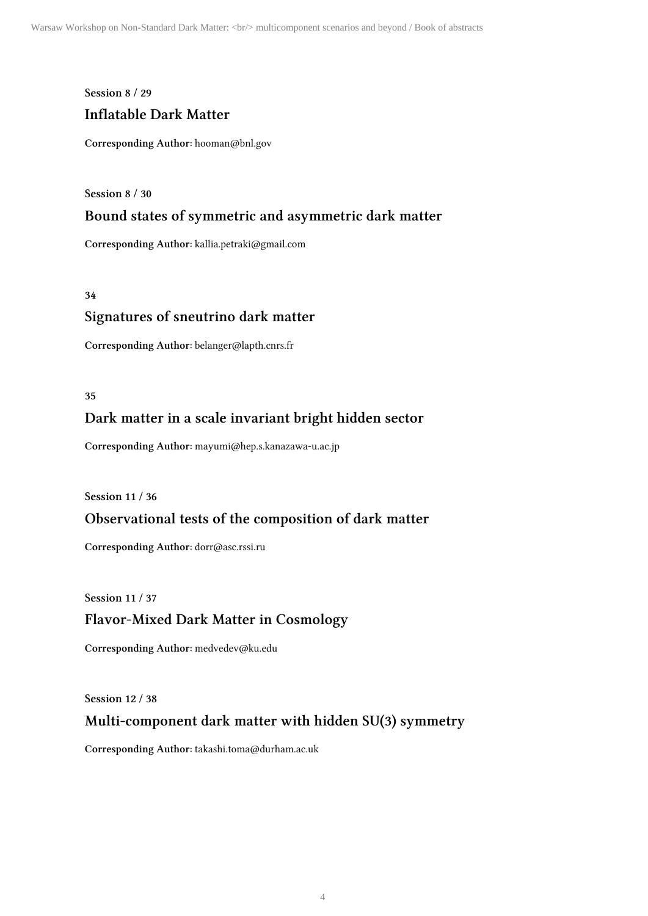**Session 8 / 29**

## Inflatable Dark Matter

**Corresponding Author**: hooman@bnl.gov

**Session 8 / 30**

## Bound states of symmetric and asymmetric dark matter

**Corresponding Author**: kallia.petraki@gmail.com

**34**

## Signatures of sneutrino dark matter

**Corresponding Author**: belanger@lapth.cnrs.fr

**35**

## Dark matter in a scale invariant bright hidden sector

**Corresponding Author**: mayumi@hep.s.kanazawa-u.ac.jp

**Session 11 / 36**

## Observational tests of the composition of dark matter

**Corresponding Author**: dorr@asc.rssi.ru

**Session 11 / 37**

## Flavor-Mixed Dark Matter in Cosmology

**Corresponding Author**: medvedev@ku.edu

**Session 12 / 38**

## Multi-component dark matter with hidden SU(3) symmetry

**Corresponding Author**: takashi.toma@durham.ac.uk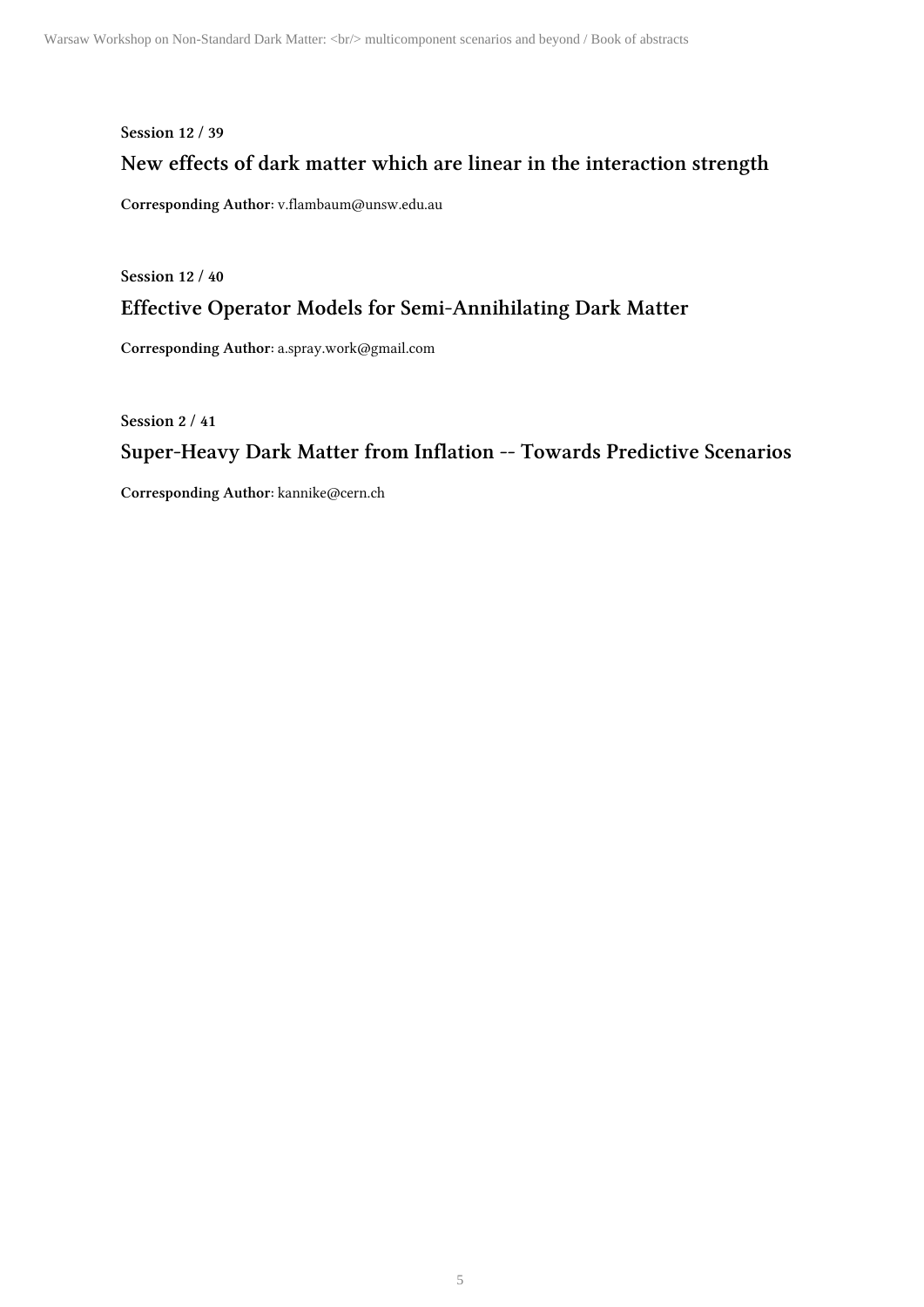**Session 12 / 39**

## New effects of dark matter which are linear in the interaction strength

**Corresponding Author**: v.flambaum@unsw.edu.au

**Session 12 / 40**

## Effective Operator Models for Semi-Annihilating Dark Matter

**Corresponding Author**: a.spray.work@gmail.com

**Session 2 / 41**

## Super-Heavy Dark Matter from Inflation -- Towards Predictive Scenarios

**Corresponding Author**: kannike@cern.ch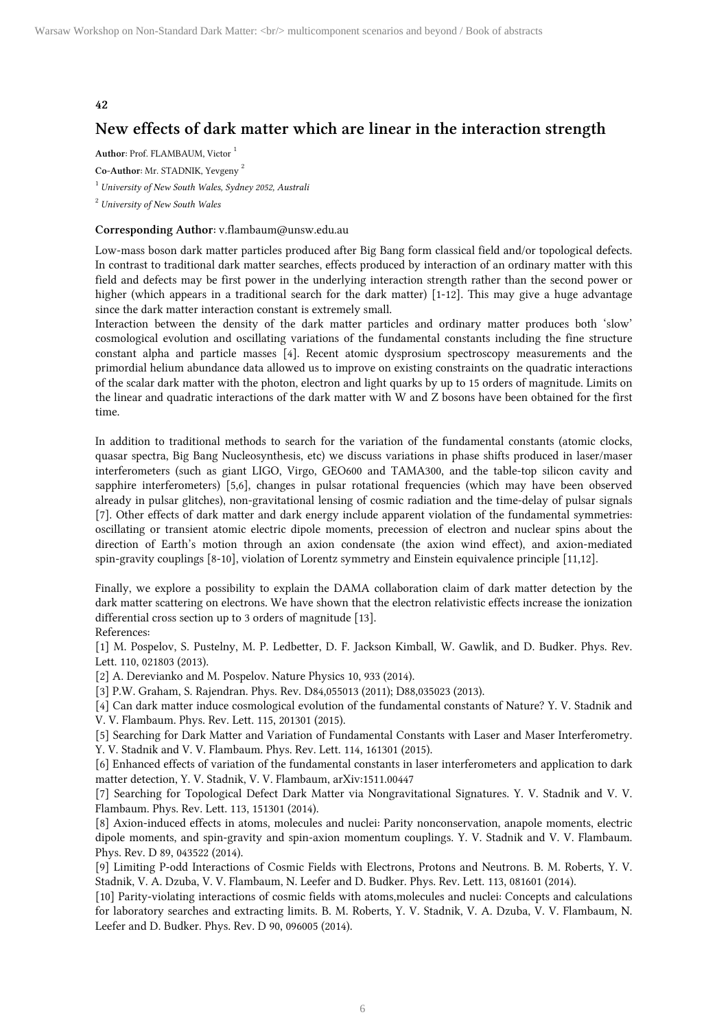**42**

## New effects of dark matter which are linear in the interaction strength

**Author**: Prof. FLAMBAUM, Victor [1]

**Co-Author**: Mr. STADNIK, Yevgeny [2]

[1] *University of New South Wales, Sydney 2052, Australi*

[2] *University of New South Wales*

**Corresponding Author**: v.flambaum@unsw.edu.au

Low-mass boson dark matter particles produced after Big Bang form classical field and/or topological defects. In contrast to traditional dark matter searches, effects produced by interaction of an ordinary matter with this field and defects may be first power in the underlying interaction strength rather than the second power or higher (which appears in a traditional search for the dark matter) [1-12]. This may give a huge advantage since the dark matter interaction constant is extremely small.
Interaction between the density of the dark matter particles and ordinary matter produces both 'slow' cosmological evolution and oscillating variations of the fundamental constants including the fine structure constant alpha and particle masses [4]. Recent atomic dysprosium spectroscopy measurements and the primordial helium abundance data allowed us to improve on existing constraints on the quadratic interactions of the scalar dark matter with the photon, electron and light quarks by up to 15 orders of magnitude. Limits on the linear and quadratic interactions of the dark matter with W and Z bosons have been obtained for the first time.

In addition to traditional methods to search for the variation of the fundamental constants (atomic clocks, quasar spectra, Big Bang Nucleosynthesis, etc) we discuss variations in phase shifts produced in laser/maser interferometers (such as giant LIGO, Virgo, GEO600 and TAMA300, and the table-top silicon cavity and sapphire interferometers) [5,6], changes in pulsar rotational frequencies (which may have been observed already in pulsar glitches), non-gravitational lensing of cosmic radiation and the time-delay of pulsar signals [7]. Other effects of dark matter and dark energy include apparent violation of the fundamental symmetries: oscillating or transient atomic electric dipole moments, precession of electron and nuclear spins about the direction of Earth's motion through an axion condensate (the axion wind effect), and axion-mediated spin-gravity couplings [8-10], violation of Lorentz symmetry and Einstein equivalence principle [11,12].

Finally, we explore a possibility to explain the DAMA collaboration claim of dark matter detection by the dark matter scattering on electrons. We have shown that the electron relativistic effects increase the ionization differential cross section up to 3 orders of magnitude [13].
References:

[1] M. Pospelov, S. Pustelny, M. P. Ledbetter, D. F. Jackson Kimball, W. Gawlik, and D. Budker. Phys. Rev. Lett. 110, 021803 (2013).

[2] A. Derevianko and M. Pospelov. Nature Physics 10, 933 (2014).

[3] P.W. Graham, S. Rajendran. Phys. Rev. D84,055013 (2011); D88,035023 (2013).

[4] Can dark matter induce cosmological evolution of the fundamental constants of Nature? Y. V. Stadnik and V. V. Flambaum. Phys. Rev. Lett. 115, 201301 (2015).

[5] Searching for Dark Matter and Variation of Fundamental Constants with Laser and Maser Interferometry. Y. V. Stadnik and V. V. Flambaum. Phys. Rev. Lett. 114, 161301 (2015).

[6] Enhanced effects of variation of the fundamental constants in laser interferometers and application to dark matter detection, Y. V. Stadnik, V. V. Flambaum, arXiv:1511.00447

[7] Searching for Topological Defect Dark Matter via Nongravitational Signatures. Y. V. Stadnik and V. V. Flambaum. Phys. Rev. Lett. 113, 151301 (2014).

[8] Axion-induced effects in atoms, molecules and nuclei: Parity nonconservation, anapole moments, electric dipole moments, and spin-gravity and spin-axion momentum couplings. Y. V. Stadnik and V. V. Flambaum. Phys. Rev. D 89, 043522 (2014).

[9] Limiting P-odd Interactions of Cosmic Fields with Electrons, Protons and Neutrons. B. M. Roberts, Y. V. Stadnik, V. A. Dzuba, V. V. Flambaum, N. Leefer and D. Budker. Phys. Rev. Lett. 113, 081601 (2014).

[10] Parity-violating interactions of cosmic fields with atoms,molecules and nuclei: Concepts and calculations for laboratory searches and extracting limits. B. M. Roberts, Y. V. Stadnik, V. A. Dzuba, V. V. Flambaum, N. Leefer and D. Budker. Phys. Rev. D 90, 096005 (2014).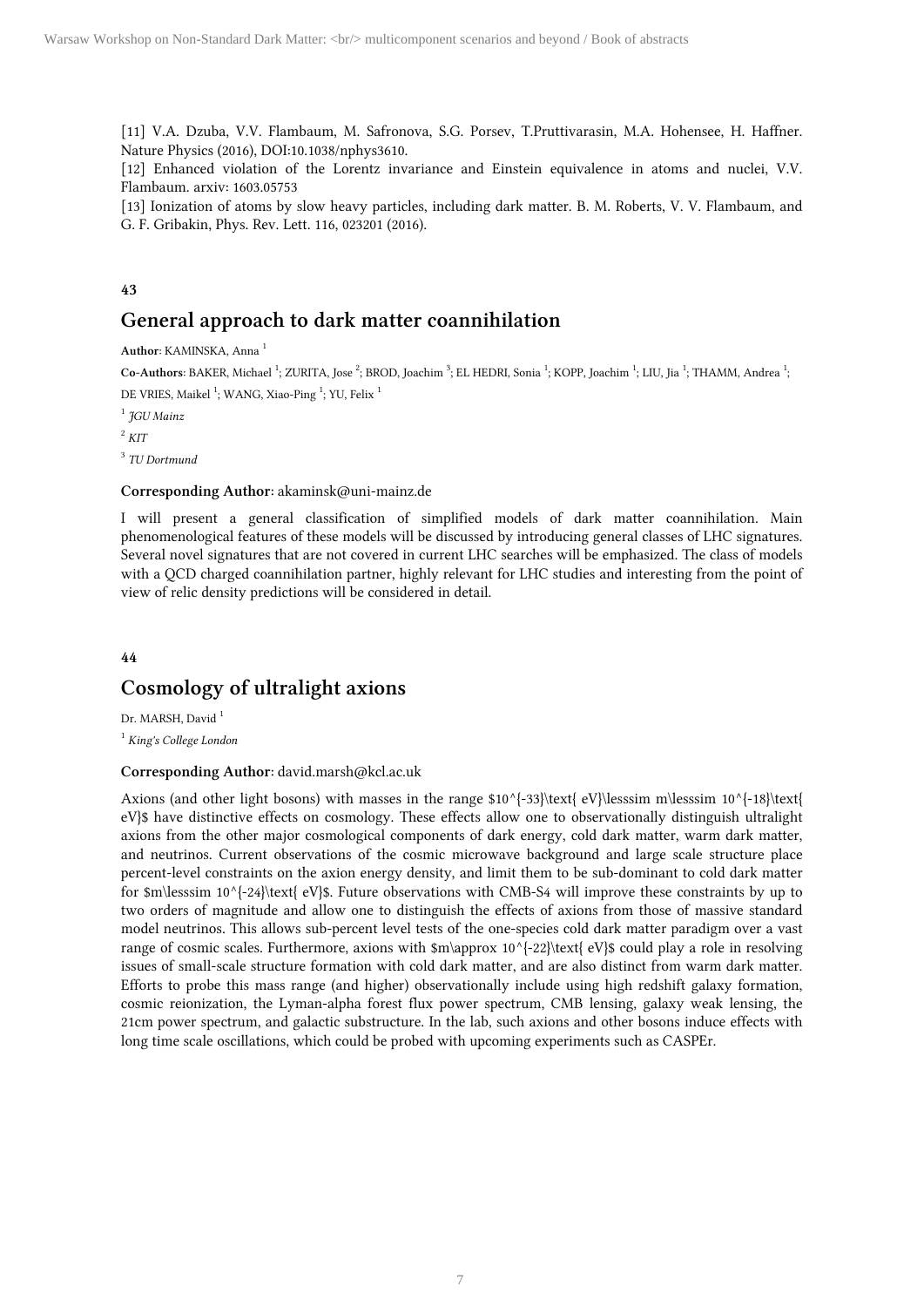[11] V.A. Dzuba, V.V. Flambaum, M. Safronova, S.G. Porsev, T.Pruttivarasin, M.A. Hohensee, H. Haffner. Nature Physics (2016), DOI:10.1038/nphys3610.
[12] Enhanced violation of the Lorentz invariance and Einstein equivalence in atoms and nuclei, V.V. Flambaum. arxiv: 1603.05753
[13] Ionization of atoms by slow heavy particles, including dark matter. B. M. Roberts, V. V. Flambaum, and G. F. Gribakin, Phys. Rev. Lett. 116, 023201 (2016).

**43**

## General approach to dark matter coannihilation

**Author**: KAMINSKA, Anna [1]

**Co-Authors**: BAKER, Michael [1]; ZURITA, Jose [2]; BROD, Joachim [3]; EL HEDRI, Sonia [1]; KOPP, Joachim [1]; LIU, Jia [1]; THAMM, Andrea [1]; DE VRIES, Maikel [1]; WANG, Xiao-Ping [1]; YU, Felix [1]

[1] *JGU Mainz*

[2] *KIT*

[3] *TU Dortmund*

**Corresponding Author**: akaminsk@uni-mainz.de

I will present a general classification of simplified models of dark matter coannihilation. Main phenomenological features of these models will be discussed by introducing general classes of LHC signatures. Several novel signatures that are not covered in current LHC searches will be emphasized. The class of models with a QCD charged coannihilation partner, highly relevant for LHC studies and interesting from the point of view of relic density predictions will be considered in detail.

**44**

## Cosmology of ultralight axions

Dr. MARSH, David [1]

[1] *King's College London*

**Corresponding Author**: david.marsh@kcl.ac.uk

Axions (and other light bosons) with masses in the range $10^{-33}\text{ eV}\lesssim m\lesssim 10^{-18}\text{ eV}$ have distinctive effects on cosmology. These effects allow one to observationally distinguish ultralight axions from the other major cosmological components of dark energy, cold dark matter, warm dark matter, and neutrinos. Current observations of the cosmic microwave background and large scale structure place percent-level constraints on the axion energy density, and limit them to be sub-dominant to cold dark matter for $m\lesssim 10^{-24}\text{ eV}$. Future observations with CMB-S4 will improve these constraints by up to two orders of magnitude and allow one to distinguish the effects of axions from those of massive standard model neutrinos. This allows sub-percent level tests of the one-species cold dark matter paradigm over a vast range of cosmic scales. Furthermore, axions with $m\approx 10^{-22}\text{ eV}$ could play a role in resolving issues of small-scale structure formation with cold dark matter, and are also distinct from warm dark matter. Efforts to probe this mass range (and higher) observationally include using high redshift galaxy formation, cosmic reionization, the Lyman-alpha forest flux power spectrum, CMB lensing, galaxy weak lensing, the 21cm power spectrum, and galactic substructure. In the lab, such axions and other bosons induce effects with long time scale oscillations, which could be probed with upcoming experiments such as CASPEr.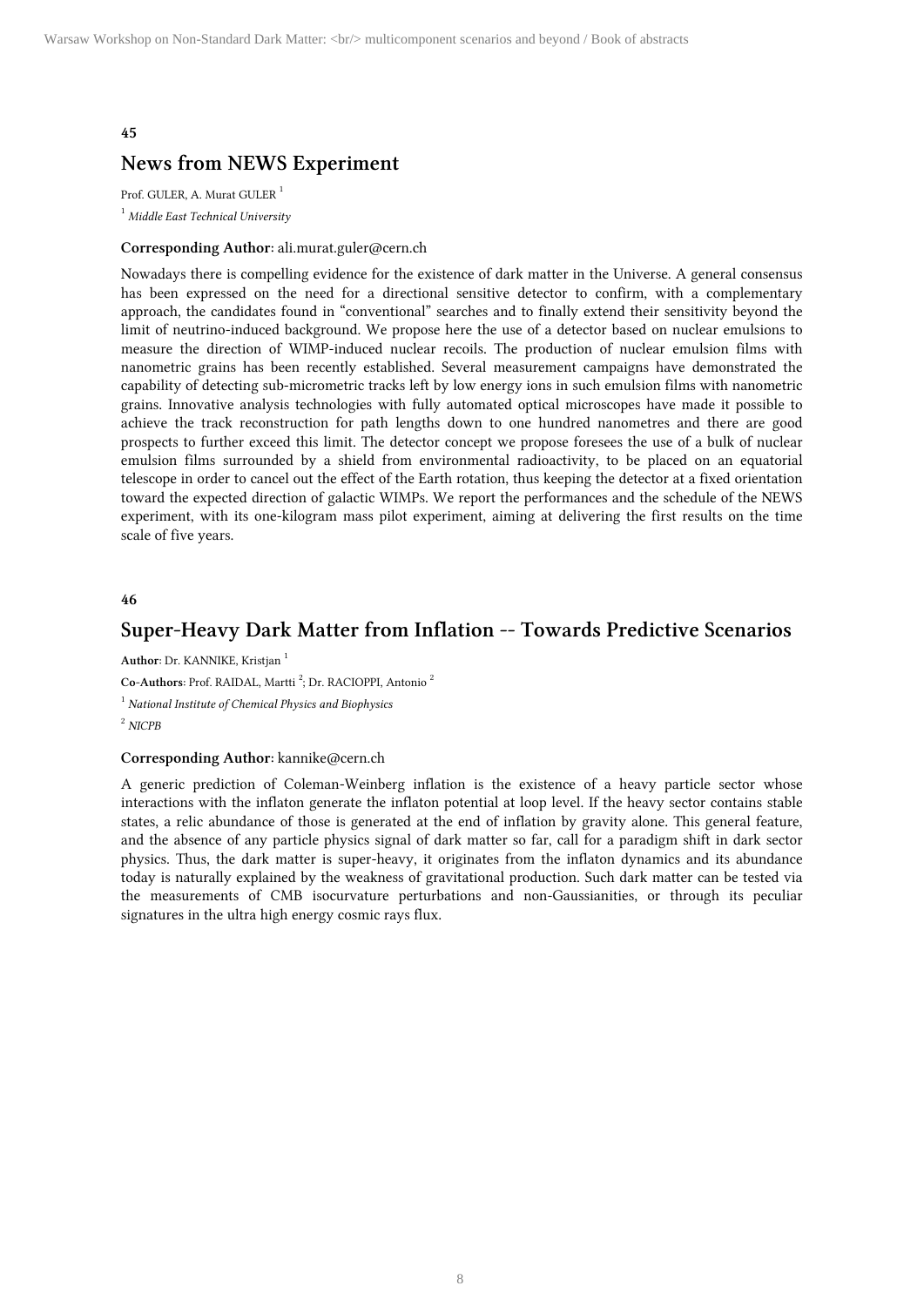**45**

## News from NEWS Experiment

Prof. GULER, A. Murat GULER [1]

[1] *Middle East Technical University*

**Corresponding Author:** ali.murat.guler@cern.ch

Nowadays there is compelling evidence for the existence of dark matter in the Universe. A general consensus has been expressed on the need for a directional sensitive detector to confirm, with a complementary approach, the candidates found in "conventional" searches and to finally extend their sensitivity beyond the limit of neutrino-induced background. We propose here the use of a detector based on nuclear emulsions to measure the direction of WIMP-induced nuclear recoils. The production of nuclear emulsion films with nanometric grains has been recently established. Several measurement campaigns have demonstrated the capability of detecting sub-micrometric tracks left by low energy ions in such emulsion films with nanometric grains. Innovative analysis technologies with fully automated optical microscopes have made it possible to achieve the track reconstruction for path lengths down to one hundred nanometres and there are good prospects to further exceed this limit. The detector concept we propose foresees the use of a bulk of nuclear emulsion films surrounded by a shield from environmental radioactivity, to be placed on an equatorial telescope in order to cancel out the effect of the Earth rotation, thus keeping the detector at a fixed orientation toward the expected direction of galactic WIMPs. We report the performances and the schedule of the NEWS experiment, with its one-kilogram mass pilot experiment, aiming at delivering the first results on the time scale of five years.

**46**

## Super-Heavy Dark Matter from Inflation -- Towards Predictive Scenarios

**Author:** Dr. KANNIKE, Kristjan [1]

**Co-Authors:** Prof. RAIDAL, Martti [2]; Dr. RACIOPPI, Antonio [2]

[1] *National Institute of Chemical Physics and Biophysics*

[2] *NICPB*

**Corresponding Author:** kannike@cern.ch

A generic prediction of Coleman-Weinberg inflation is the existence of a heavy particle sector whose interactions with the inflaton generate the inflaton potential at loop level. If the heavy sector contains stable states, a relic abundance of those is generated at the end of inflation by gravity alone. This general feature, and the absence of any particle physics signal of dark matter so far, call for a paradigm shift in dark sector physics. Thus, the dark matter is super-heavy, it originates from the inflaton dynamics and its abundance today is naturally explained by the weakness of gravitational production. Such dark matter can be tested via the measurements of CMB isocurvature perturbations and non-Gaussianities, or through its peculiar signatures in the ultra high energy cosmic rays flux.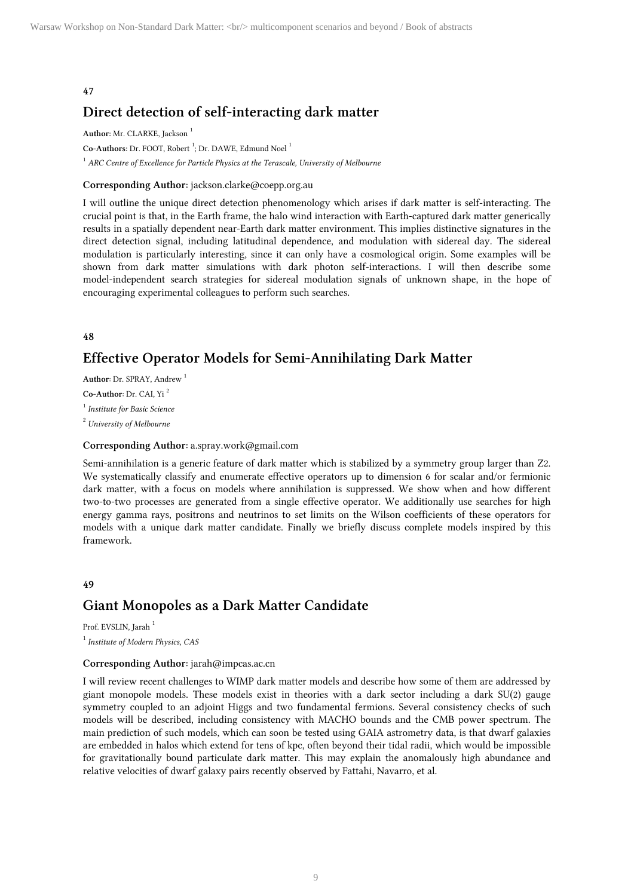**47**

## Direct detection of self-interacting dark matter

**Author**: Mr. CLARKE, Jackson [1]

**Co-Authors**: Dr. FOOT, Robert [1]; Dr. DAWE, Edmund Noel [1]

[1] *ARC Centre of Excellence for Particle Physics at the Terascale, University of Melbourne*

**Corresponding Author**: jackson.clarke@coepp.org.au

I will outline the unique direct detection phenomenology which arises if dark matter is self-interacting. The crucial point is that, in the Earth frame, the halo wind interaction with Earth-captured dark matter generically results in a spatially dependent near-Earth dark matter environment. This implies distinctive signatures in the direct detection signal, including latitudinal dependence, and modulation with sidereal day. The sidereal modulation is particularly interesting, since it can only have a cosmological origin. Some examples will be shown from dark matter simulations with dark photon self-interactions. I will then describe some model-independent search strategies for sidereal modulation signals of unknown shape, in the hope of encouraging experimental colleagues to perform such searches.

**48**

## Effective Operator Models for Semi-Annihilating Dark Matter

**Author**: Dr. SPRAY, Andrew [1]

**Co-Author**: Dr. CAI, Yi [2]

[1] *Institute for Basic Science*

[2] *University of Melbourne*

**Corresponding Author**: a.spray.work@gmail.com

Semi-annihilation is a generic feature of dark matter which is stabilized by a symmetry group larger than $Z_2$. We systematically classify and enumerate effective operators up to dimension 6 for scalar and/or fermionic dark matter, with a focus on models where annihilation is suppressed. We show when and how different two-to-two processes are generated from a single effective operator. We additionally use searches for high energy gamma rays, positrons and neutrinos to set limits on the Wilson coefficients of these operators for models with a unique dark matter candidate. Finally we briefly discuss complete models inspired by this framework.

**49**

## Giant Monopoles as a Dark Matter Candidate

Prof. EVSLIN, Jarah [1]

[1] *Institute of Modern Physics, CAS*

**Corresponding Author**: jarah@impcas.ac.cn

I will review recent challenges to WIMP dark matter models and describe how some of them are addressed by giant monopole models. These models exist in theories with a dark sector including a dark SU(2) gauge symmetry coupled to an adjoint Higgs and two fundamental fermions. Several consistency checks of such models will be described, including consistency with MACHO bounds and the CMB power spectrum. The main prediction of such models, which can soon be tested using GAIA astrometry data, is that dwarf galaxies are embedded in halos which extend for tens of kpc, often beyond their tidal radii, which would be impossible for gravitationally bound particulate dark matter. This may explain the anomalously high abundance and relative velocities of dwarf galaxy pairs recently observed by Fattahi, Navarro, et al.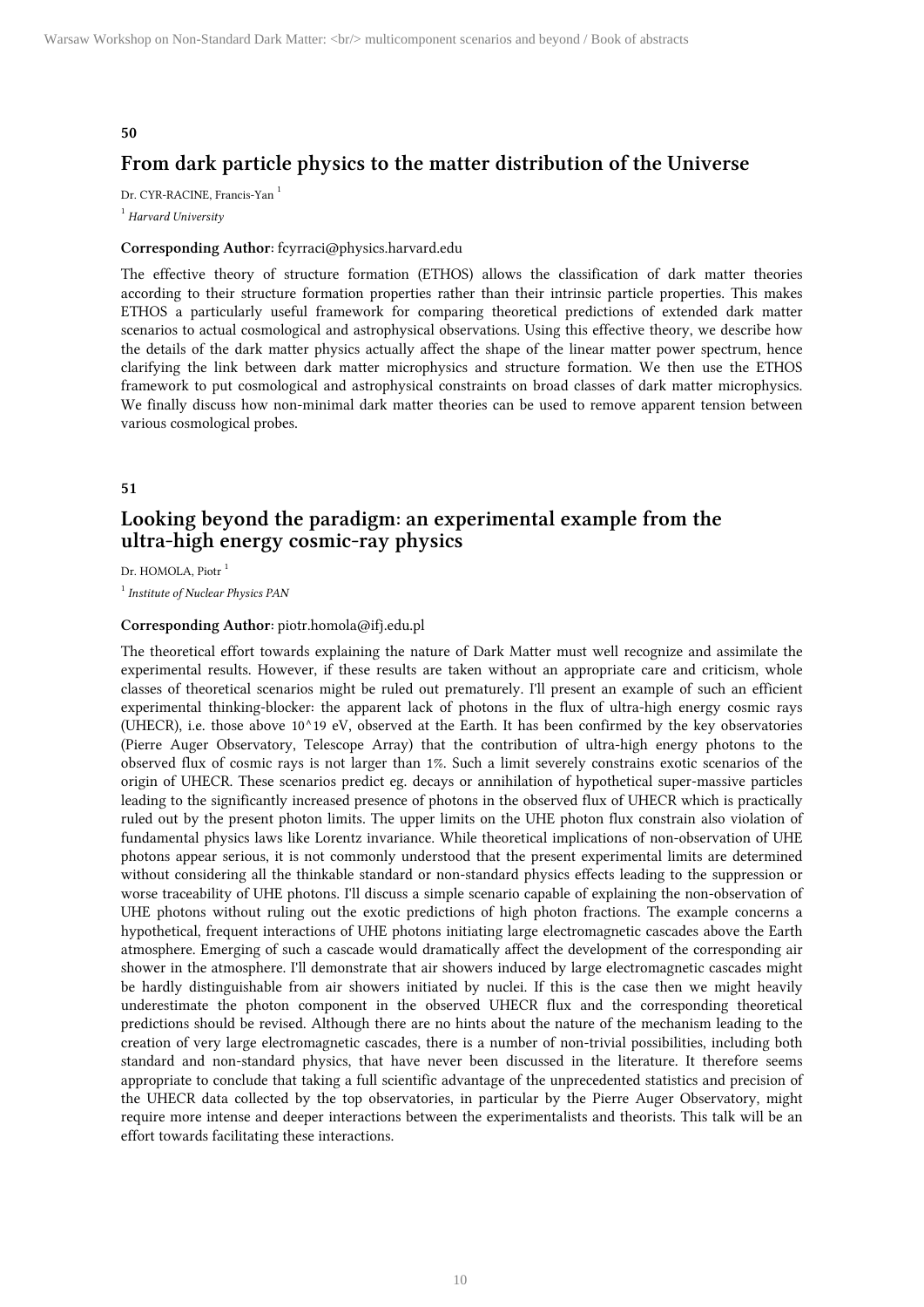**50**

## From dark particle physics to the matter distribution of the Universe

Dr. CYR-RACINE, Francis-Yan [1]

[1] *Harvard University*

**Corresponding Author:** fcyrraci@physics.harvard.edu

The effective theory of structure formation (ETHOS) allows the classification of dark matter theories according to their structure formation properties rather than their intrinsic particle properties. This makes ETHOS a particularly useful framework for comparing theoretical predictions of extended dark matter scenarios to actual cosmological and astrophysical observations. Using this effective theory, we describe how the details of the dark matter physics actually affect the shape of the linear matter power spectrum, hence clarifying the link between dark matter microphysics and structure formation. We then use the ETHOS framework to put cosmological and astrophysical constraints on broad classes of dark matter microphysics. We finally discuss how non-minimal dark matter theories can be used to remove apparent tension between various cosmological probes.

**51**

## Looking beyond the paradigm: an experimental example from the ultra-high energy cosmic-ray physics

Dr. HOMOLA, Piotr [1]

[1] *Institute of Nuclear Physics PAN*

**Corresponding Author:** piotr.homola@ifj.edu.pl

The theoretical effort towards explaining the nature of Dark Matter must well recognize and assimilate the experimental results. However, if these results are taken without an appropriate care and criticism, whole classes of theoretical scenarios might be ruled out prematurely. I'll present an example of such an efficient experimental thinking-blocker: the apparent lack of photons in the flux of ultra-high energy cosmic rays (UHECR), i.e. those above $10^{19}$ eV, observed at the Earth. It has been confirmed by the key observatories (Pierre Auger Observatory, Telescope Array) that the contribution of ultra-high energy photons to the observed flux of cosmic rays is not larger than 1%. Such a limit severely constrains exotic scenarios of the origin of UHECR. These scenarios predict eg. decays or annihilation of hypothetical super-massive particles leading to the significantly increased presence of photons in the observed flux of UHECR which is practically ruled out by the present photon limits. The upper limits on the UHE photon flux constrain also violation of fundamental physics laws like Lorentz invariance. While theoretical implications of non-observation of UHE photons appear serious, it is not commonly understood that the present experimental limits are determined without considering all the thinkable standard or non-standard physics effects leading to the suppression or worse traceability of UHE photons. I'll discuss a simple scenario capable of explaining the non-observation of UHE photons without ruling out the exotic predictions of high photon fractions. The example concerns a hypothetical, frequent interactions of UHE photons initiating large electromagnetic cascades above the Earth atmosphere. Emerging of such a cascade would dramatically affect the development of the corresponding air shower in the atmosphere. I'll demonstrate that air showers induced by large electromagnetic cascades might be hardly distinguishable from air showers initiated by nuclei. If this is the case then we might heavily underestimate the photon component in the observed UHECR flux and the corresponding theoretical predictions should be revised. Although there are no hints about the nature of the mechanism leading to the creation of very large electromagnetic cascades, there is a number of non-trivial possibilities, including both standard and non-standard physics, that have never been discussed in the literature. It therefore seems appropriate to conclude that taking a full scientific advantage of the unprecedented statistics and precision of the UHECR data collected by the top observatories, in particular by the Pierre Auger Observatory, might require more intense and deeper interactions between the experimentalists and theorists. This talk will be an effort towards facilitating these interactions.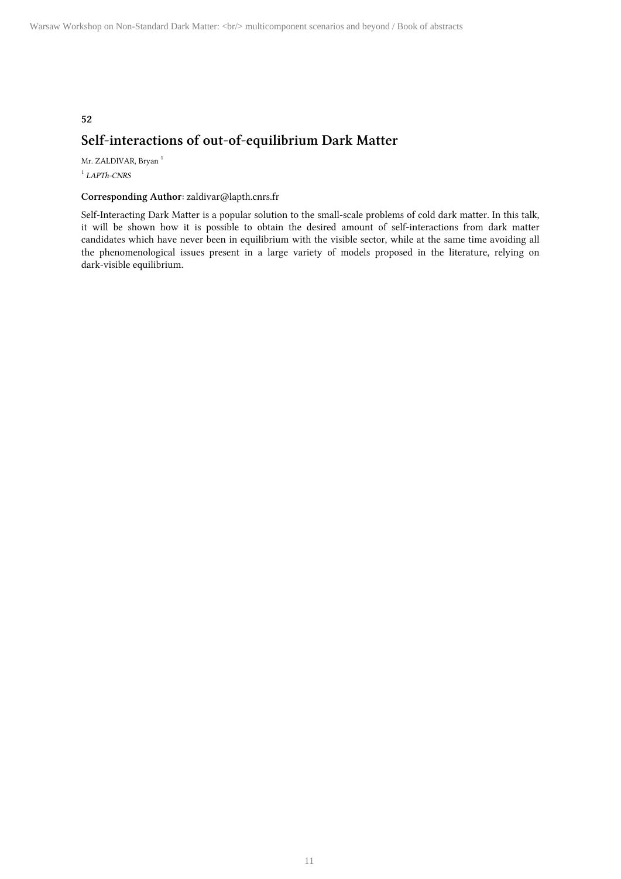**52**

## Self-interactions of out-of-equilibrium Dark Matter

Mr. ZALDIVAR, Bryan [1]

[1] *LAPTh-CNRS*

**Corresponding Author**: zaldivar@lapth.cnrs.fr

Self-Interacting Dark Matter is a popular solution to the small-scale problems of cold dark matter. In this talk, it will be shown how it is possible to obtain the desired amount of self-interactions from dark matter candidates which have never been in equilibrium with the visible sector, while at the same time avoiding all the phenomenological issues present in a large variety of models proposed in the literature, relying on dark-visible equilibrium.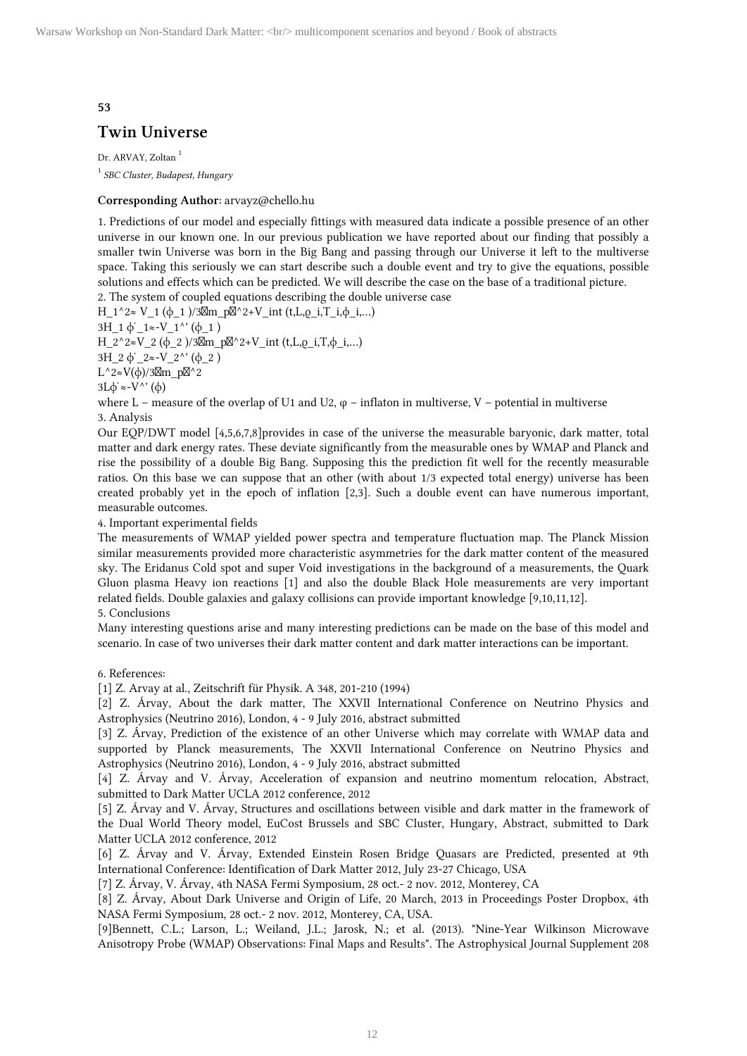**53**

# Twin Universe

Dr. ARVAY, Zoltan [1]

[1] *SBC Cluster, Budapest, Hungary*

**Corresponding Author**: arvayz@chello.hu

1. Predictions of our model and especially fittings with measured data indicate a possible presence of an other universe in our known one. In our previous publication we have reported about our finding that possibly a smaller twin Universe was born in the Big Bang and passing through our Universe it left to the multiverse space. Taking this seriously we can start describe such a double event and try to give the equations, possible solutions and effects which can be predicted. We will describe the case on the base of a traditional picture.

2. The system of coupled equations describing the double universe case

H_1^2≈ V_1 (ϕ_1 )/3m_p^2+V_int (t,L,ϱ_i,T_i,ϕ_i,…)

3H_1 ϕ ̇_1≈-V_1^' (ϕ_1 )

H_2^2≈V_2 (ϕ_2 )/3m_p^2+V_int (t,L,ϱ_i,T,ϕ_i,…)

3H_2 ϕ ̇_2≈-V_2^' (ϕ_2 )

L^2≈V(ϕ)/3m_p^2

3Lϕ ̇≈-V^' (ϕ)

where L – measure of the overlap of U1 and U2, φ – inflaton in multiverse, V – potential in multiverse

3. Analysis

Our EQP/DWT model [4,5,6,7,8]provides in case of the universe the measurable baryonic, dark matter, total matter and dark energy rates. These deviate significantly from the measurable ones by WMAP and Planck and rise the possibility of a double Big Bang. Supposing this the prediction fit well for the recently measurable ratios. On this base we can suppose that an other (with about 1/3 expected total energy) universe has been created probably yet in the epoch of inflation [2,3]. Such a double event can have numerous important, measurable outcomes.

4. Important experimental fields

The measurements of WMAP yielded power spectra and temperature fluctuation map. The Planck Mission similar measurements provided more characteristic asymmetries for the dark matter content of the measured sky. The Eridanus Cold spot and super Void investigations in the background of a measurements, the Quark Gluon plasma Heavy ion reactions [1] and also the double Black Hole measurements are very important related fields. Double galaxies and galaxy collisions can provide important knowledge [9,10,11,12].

5. Conclusions

Many interesting questions arise and many interesting predictions can be made on the base of this model and scenario. In case of two universes their dark matter content and dark matter interactions can be important.

6. References:

[1] Z. Arvay at al., Zeitschrift für Physik. A 348, 201-210 (1994)

[2] Z. Árvay, About the dark matter, The XXVII International Conference on Neutrino Physics and Astrophysics (Neutrino 2016), London, 4 - 9 July 2016, abstract submitted

[3] Z. Árvay, Prediction of the existence of an other Universe which may correlate with WMAP data and supported by Planck measurements, The XXVII International Conference on Neutrino Physics and Astrophysics (Neutrino 2016), London, 4 - 9 July 2016, abstract submitted

[4] Z. Árvay and V. Árvay, Acceleration of expansion and neutrino momentum relocation, Abstract, submitted to Dark Matter UCLA 2012 conference, 2012

[5] Z. Árvay and V. Árvay, Structures and oscillations between visible and dark matter in the framework of the Dual World Theory model, EuCost Brussels and SBC Cluster, Hungary, Abstract, submitted to Dark Matter UCLA 2012 conference, 2012

[6] Z. Árvay and V. Árvay, Extended Einstein Rosen Bridge Quasars are Predicted, presented at 9th International Conference: Identification of Dark Matter 2012, July 23-27 Chicago, USA

[7] Z. Árvay, V. Árvay, 4th NASA Fermi Symposium, 28 oct.- 2 nov. 2012, Monterey, CA

[8] Z. Árvay, About Dark Universe and Origin of Life, 20 March, 2013 in Proceedings Poster Dropbox, 4th NASA Fermi Symposium, 28 oct.- 2 nov. 2012, Monterey, CA, USA.

[9]Bennett, C.L.; Larson, L.; Weiland, J.L.; Jarosk, N.; et al. (2013). "Nine-Year Wilkinson Microwave Anisotropy Probe (WMAP) Observations: Final Maps and Results". The Astrophysical Journal Supplement 208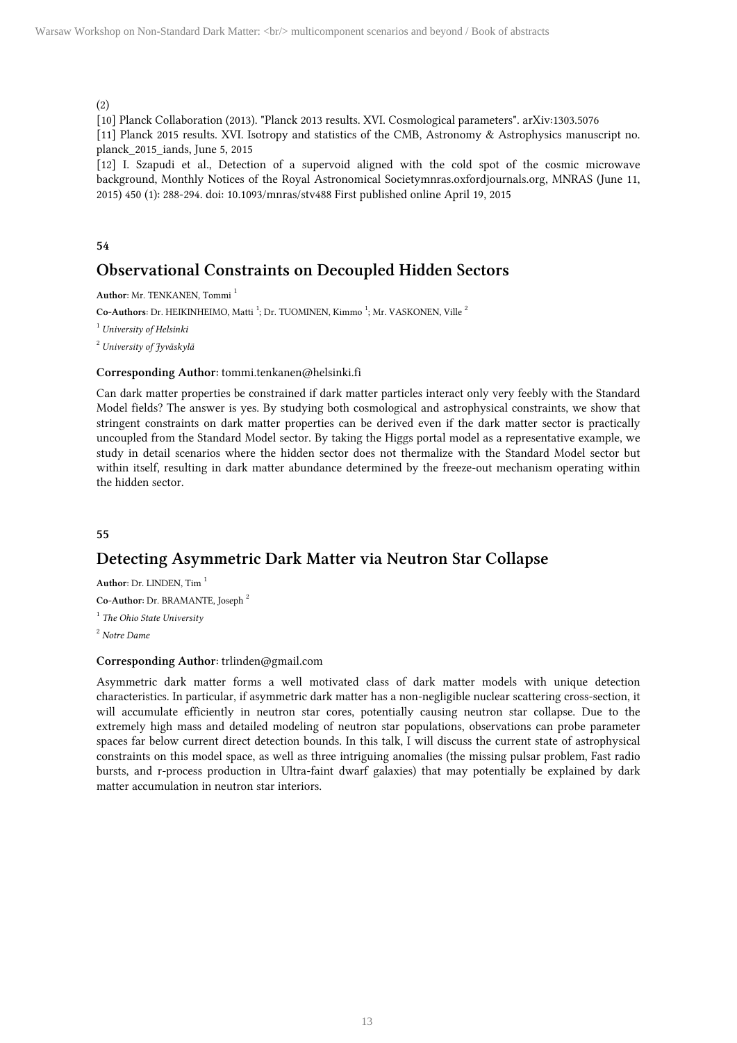(2)

[10] Planck Collaboration (2013). "Planck 2013 results. XVI. Cosmological parameters". arXiv:1303.5076

[11] Planck 2015 results. XVI. Isotropy and statistics of the CMB, Astronomy & Astrophysics manuscript no. planck_2015_iands, June 5, 2015

[12] I. Szapudi et al., Detection of a supervoid aligned with the cold spot of the cosmic microwave background, Monthly Notices of the Royal Astronomical Societymnras.oxfordjournals.org, MNRAS (June 11, 2015) 450 (1): 288-294. doi: 10.1093/mnras/stv488 First published online April 19, 2015

**54**

## Observational Constraints on Decoupled Hidden Sectors

**Author**: Mr. TENKANEN, Tommi [1]

**Co-Authors**: Dr. HEIKINHEIMO, Matti [1]; Dr. TUOMINEN, Kimmo [1]; Mr. VASKONEN, Ville [2]

[1] *University of Helsinki*

[2] *University of Jyväskylä*

**Corresponding Author**: tommi.tenkanen@helsinki.fi

Can dark matter properties be constrained if dark matter particles interact only very feebly with the Standard Model fields? The answer is yes. By studying both cosmological and astrophysical constraints, we show that stringent constraints on dark matter properties can be derived even if the dark matter sector is practically uncoupled from the Standard Model sector. By taking the Higgs portal model as a representative example, we study in detail scenarios where the hidden sector does not thermalize with the Standard Model sector but within itself, resulting in dark matter abundance determined by the freeze-out mechanism operating within the hidden sector.

**55**

## Detecting Asymmetric Dark Matter via Neutron Star Collapse

**Author**: Dr. LINDEN, Tim [1]

**Co-Author**: Dr. BRAMANTE, Joseph [2]

[1] *The Ohio State University*

[2] *Notre Dame*

**Corresponding Author**: trlinden@gmail.com

Asymmetric dark matter forms a well motivated class of dark matter models with unique detection characteristics. In particular, if asymmetric dark matter has a non-negligible nuclear scattering cross-section, it will accumulate efficiently in neutron star cores, potentially causing neutron star collapse. Due to the extremely high mass and detailed modeling of neutron star populations, observations can probe parameter spaces far below current direct detection bounds. In this talk, I will discuss the current state of astrophysical constraints on this model space, as well as three intriguing anomalies (the missing pulsar problem, Fast radio bursts, and r-process production in Ultra-faint dwarf galaxies) that may potentially be explained by dark matter accumulation in neutron star interiors.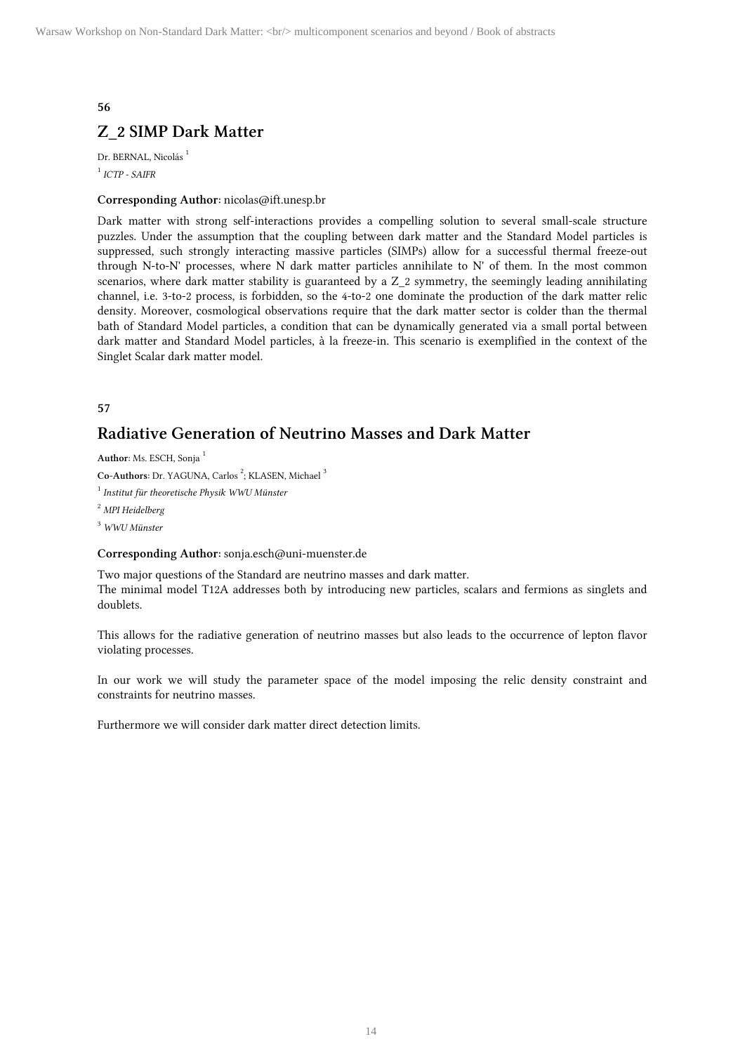**56**

## Z_2 SIMP Dark Matter

Dr. BERNAL, Nicolás [1]

[1] *ICTP - SAIFR*

**Corresponding Author:** nicolas@ift.unesp.br

Dark matter with strong self-interactions provides a compelling solution to several small-scale structure puzzles. Under the assumption that the coupling between dark matter and the Standard Model particles is suppressed, such strongly interacting massive particles (SIMPs) allow for a successful thermal freeze-out through N-to-N' processes, where N dark matter particles annihilate to N' of them. In the most common scenarios, where dark matter stability is guaranteed by a Z_2 symmetry, the seemingly leading annihilating channel, i.e. 3-to-2 process, is forbidden, so the 4-to-2 one dominate the production of the dark matter relic density. Moreover, cosmological observations require that the dark matter sector is colder than the thermal bath of Standard Model particles, a condition that can be dynamically generated via a small portal between dark matter and Standard Model particles, à la freeze-in. This scenario is exemplified in the context of the Singlet Scalar dark matter model.

**57**

## Radiative Generation of Neutrino Masses and Dark Matter

**Author**: Ms. ESCH, Sonja [1]

**Co-Authors**: Dr. YAGUNA, Carlos [2]; KLASEN, Michael [3]

[1] *Institut für theoretische Physik WWU Münster*

[2] *MPI Heidelberg*

[3] *WWU Münster*

**Corresponding Author:** sonja.esch@uni-muenster.de

Two major questions of the Standard are neutrino masses and dark matter.
The minimal model T12A addresses both by introducing new particles, scalars and fermions as singlets and doublets.

This allows for the radiative generation of neutrino masses but also leads to the occurrence of lepton flavor violating processes.

In our work we will study the parameter space of the model imposing the relic density constraint and constraints for neutrino masses.

Furthermore we will consider dark matter direct detection limits.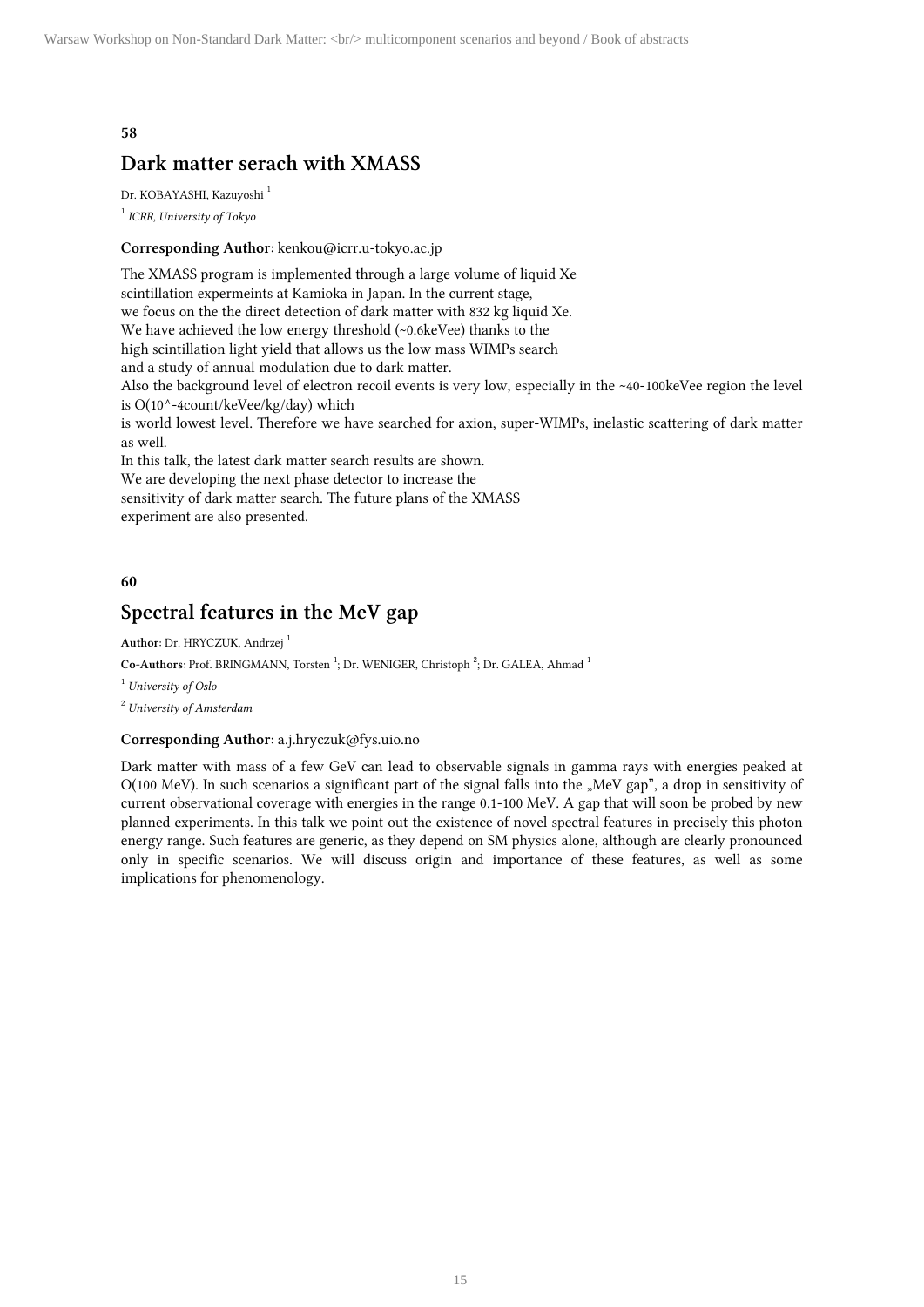**58**

## Dark matter serach with XMASS

Dr. KOBAYASHI, Kazuyoshi[1]

[1] *ICRR, University of Tokyo*

**Corresponding Author**: kenkou@icrr.u-tokyo.ac.jp

The XMASS program is implemented through a large volume of liquid Xe
scintillation expermeints at Kamioka in Japan. In the current stage,
we focus on the the direct detection of dark matter with 832 kg liquid Xe.
We have achieved the low energy threshold (~0.6keVee) thanks to the
high scintillation light yield that allows us the low mass WIMPs search
and a study of annual modulation due to dark matter.
Also the background level of electron recoil events is very low, especially in the ~40-100keVee region the level is O(10^-4count/keVee/kg/day) which
is world lowest level. Therefore we have searched for axion, super-WIMPs, inelastic scattering of dark matter as well.
In this talk, the latest dark matter search results are shown.
We are developing the next phase detector to increase the
sensitivity of dark matter search. The future plans of the XMASS
experiment are also presented.

**60**

## Spectral features in the MeV gap

**Author**: Dr. HRYCZUK, Andrzej[1]

**Co-Authors**: Prof. BRINGMANN, Torsten[1]; Dr. WENIGER, Christoph[2]; Dr. GALEA, Ahmad[1]

[1] *University of Oslo*

[2] *University of Amsterdam*

**Corresponding Author**: a.j.hryczuk@fys.uio.no

Dark matter with mass of a few GeV can lead to observable signals in gamma rays with energies peaked at O(100 MeV). In such scenarios a significant part of the signal falls into the „MeV gap", a drop in sensitivity of current observational coverage with energies in the range 0.1-100 MeV. A gap that will soon be probed by new planned experiments. In this talk we point out the existence of novel spectral features in precisely this photon energy range. Such features are generic, as they depend on SM physics alone, although are clearly pronounced only in specific scenarios. We will discuss origin and importance of these features, as well as some implications for phenomenology.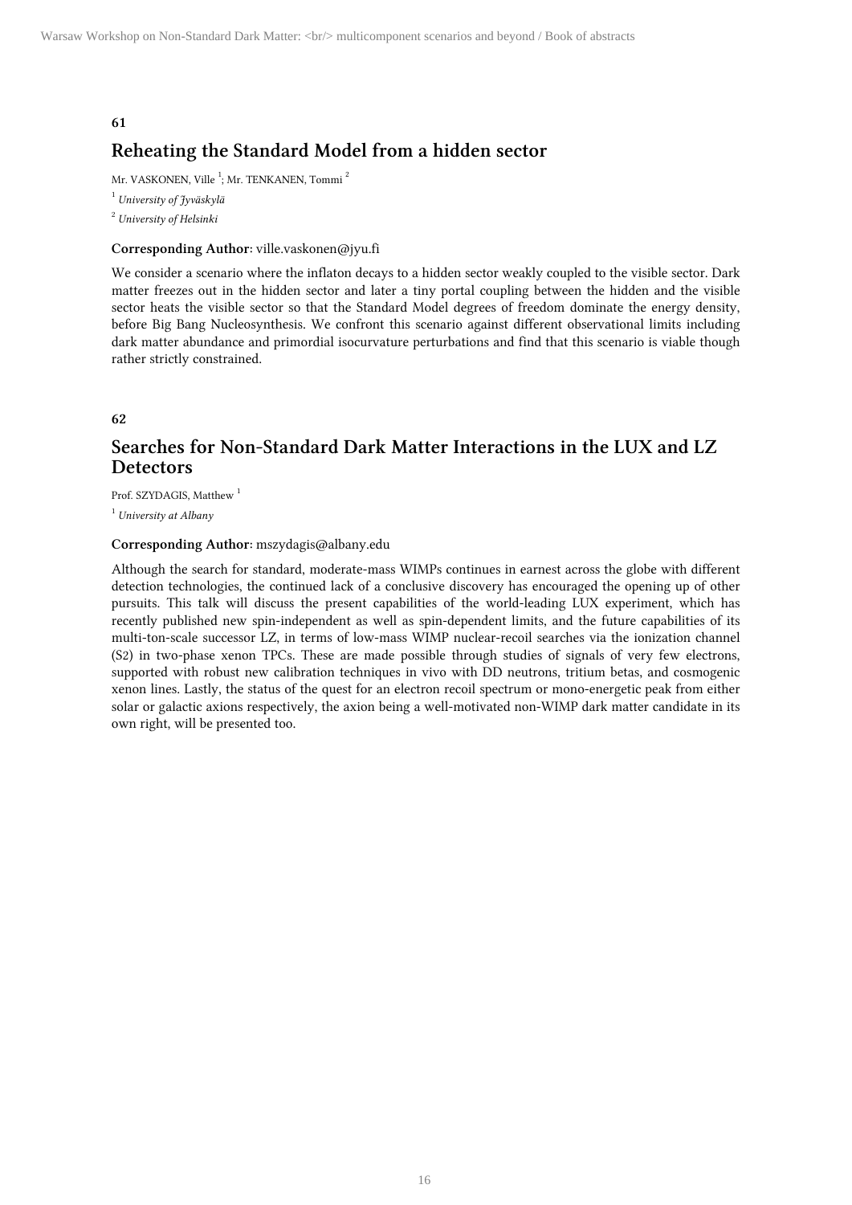**61**

## Reheating the Standard Model from a hidden sector

Mr. VASKONEN, Ville [1]; Mr. TENKANEN, Tommi [2]

[1] *University of Jyväskylä*

[2] *University of Helsinki*

**Corresponding Author:** ville.vaskonen@jyu.fi

We consider a scenario where the inflaton decays to a hidden sector weakly coupled to the visible sector. Dark matter freezes out in the hidden sector and later a tiny portal coupling between the hidden and the visible sector heats the visible sector so that the Standard Model degrees of freedom dominate the energy density, before Big Bang Nucleosynthesis. We confront this scenario against different observational limits including dark matter abundance and primordial isocurvature perturbations and find that this scenario is viable though rather strictly constrained.

**62**

## Searches for Non-Standard Dark Matter Interactions in the LUX and LZ Detectors

Prof. SZYDAGIS, Matthew [1]

[1] *University at Albany*

**Corresponding Author:** mszydagis@albany.edu

Although the search for standard, moderate-mass WIMPs continues in earnest across the globe with different detection technologies, the continued lack of a conclusive discovery has encouraged the opening up of other pursuits. This talk will discuss the present capabilities of the world-leading LUX experiment, which has recently published new spin-independent as well as spin-dependent limits, and the future capabilities of its multi-ton-scale successor LZ, in terms of low-mass WIMP nuclear-recoil searches via the ionization channel (S2) in two-phase xenon TPCs. These are made possible through studies of signals of very few electrons, supported with robust new calibration techniques in vivo with DD neutrons, tritium betas, and cosmogenic xenon lines. Lastly, the status of the quest for an electron recoil spectrum or mono-energetic peak from either solar or galactic axions respectively, the axion being a well-motivated non-WIMP dark matter candidate in its own right, will be presented too.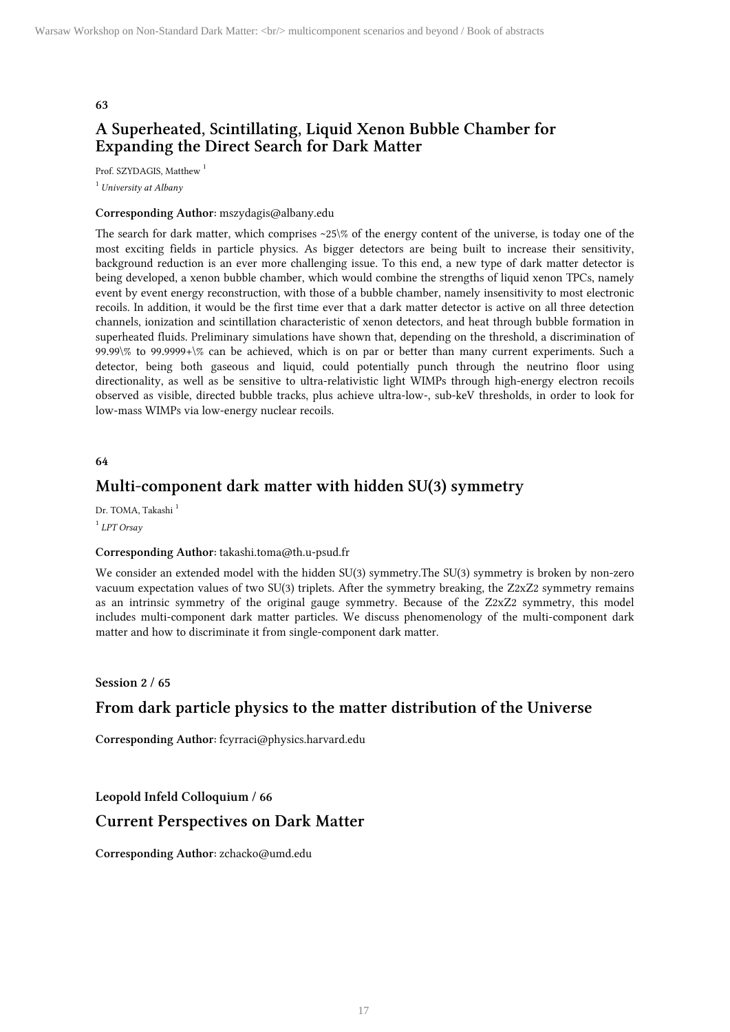**63**

## A Superheated, Scintillating, Liquid Xenon Bubble Chamber for Expanding the Direct Search for Dark Matter

Prof. SZYDAGIS, Matthew[1]

[1] *University at Albany*

**Corresponding Author**: mszydagis@albany.edu

The search for dark matter, which comprises ~25\% of the energy content of the universe, is today one of the most exciting fields in particle physics. As bigger detectors are being built to increase their sensitivity, background reduction is an ever more challenging issue. To this end, a new type of dark matter detector is being developed, a xenon bubble chamber, which would combine the strengths of liquid xenon TPCs, namely event by event energy reconstruction, with those of a bubble chamber, namely insensitivity to most electronic recoils. In addition, it would be the first time ever that a dark matter detector is active on all three detection channels, ionization and scintillation characteristic of xenon detectors, and heat through bubble formation in superheated fluids. Preliminary simulations have shown that, depending on the threshold, a discrimination of 99.99\% to 99.9999+\% can be achieved, which is on par or better than many current experiments. Such a detector, being both gaseous and liquid, could potentially punch through the neutrino floor using directionality, as well as be sensitive to ultra-relativistic light WIMPs through high-energy electron recoils observed as visible, directed bubble tracks, plus achieve ultra-low-, sub-keV thresholds, in order to look for low-mass WIMPs via low-energy nuclear recoils.

**64**

## Multi-component dark matter with hidden SU(3) symmetry

Dr. TOMA, Takashi[1]

[1] *LPT Orsay*

**Corresponding Author**: takashi.toma@th.u-psud.fr

We consider an extended model with the hidden SU(3) symmetry.The SU(3) symmetry is broken by non-zero vacuum expectation values of two SU(3) triplets. After the symmetry breaking, the $Z_2 \times Z_2$ symmetry remains as an intrinsic symmetry of the original gauge symmetry. Because of the $Z_2 \times Z_2$ symmetry, this model includes multi-component dark matter particles. We discuss phenomenology of the multi-component dark matter and how to discriminate it from single-component dark matter.

**Session 2 / 65**

## From dark particle physics to the matter distribution of the Universe

**Corresponding Author**: fcyrraci@physics.harvard.edu

**Leopold Infeld Colloquium / 66**

## Current Perspectives on Dark Matter

**Corresponding Author**: zchacko@umd.edu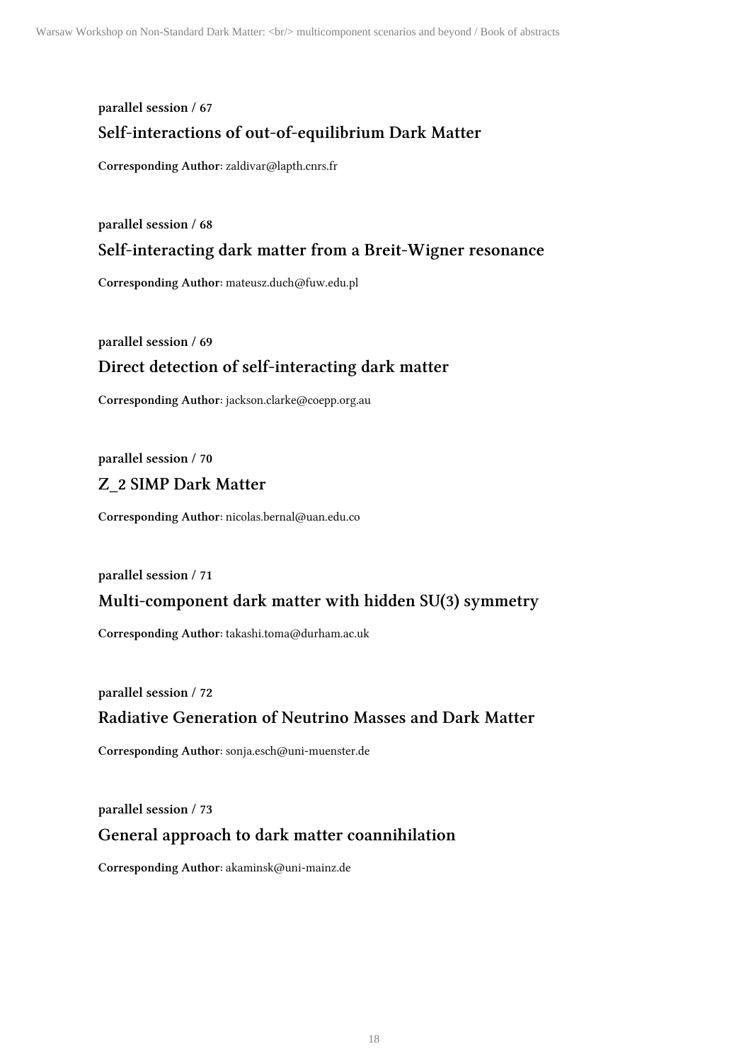**parallel session / 67**

## Self-interactions of out-of-equilibrium Dark Matter

**Corresponding Author**: zaldivar@lapth.cnrs.fr

**parallel session / 68**

## Self-interacting dark matter from a Breit-Wigner resonance

**Corresponding Author**: mateusz.duch@fuw.edu.pl

**parallel session / 69**

## Direct detection of self-interacting dark matter

**Corresponding Author**: jackson.clarke@coepp.org.au

**parallel session / 70**

## Z_2 SIMP Dark Matter

**Corresponding Author**: nicolas.bernal@uan.edu.co

**parallel session / 71**

## Multi-component dark matter with hidden SU(3) symmetry

**Corresponding Author**: takashi.toma@durham.ac.uk

**parallel session / 72**

## Radiative Generation of Neutrino Masses and Dark Matter

**Corresponding Author**: sonja.esch@uni-muenster.de

**parallel session / 73**

## General approach to dark matter coannihilation

**Corresponding Author**: akaminsk@uni-mainz.de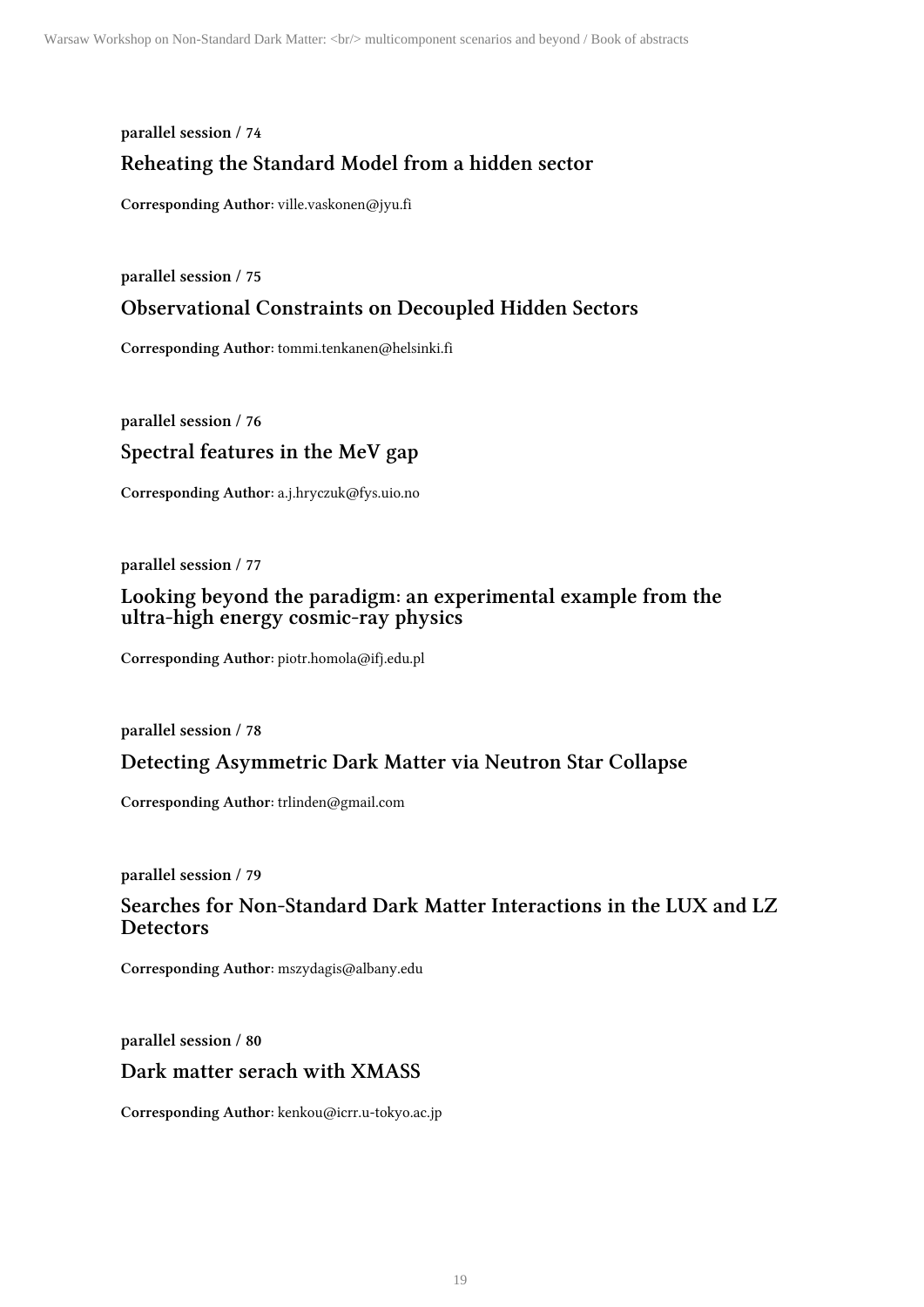**parallel session / 74**

## Reheating the Standard Model from a hidden sector

**Corresponding Author**: ville.vaskonen@jyu.fi

**parallel session / 75**

## Observational Constraints on Decoupled Hidden Sectors

**Corresponding Author**: tommi.tenkanen@helsinki.fi

**parallel session / 76**

## Spectral features in the MeV gap

**Corresponding Author**: a.j.hryczuk@fys.uio.no

**parallel session / 77**

## Looking beyond the paradigm: an experimental example from the ultra-high energy cosmic-ray physics

**Corresponding Author**: piotr.homola@ifj.edu.pl

**parallel session / 78**

## Detecting Asymmetric Dark Matter via Neutron Star Collapse

**Corresponding Author**: trlinden@gmail.com

**parallel session / 79**

## Searches for Non-Standard Dark Matter Interactions in the LUX and LZ Detectors

**Corresponding Author**: mszydagis@albany.edu

**parallel session / 80**

## Dark matter serach with XMASS

**Corresponding Author**: kenkou@icrr.u-tokyo.ac.jp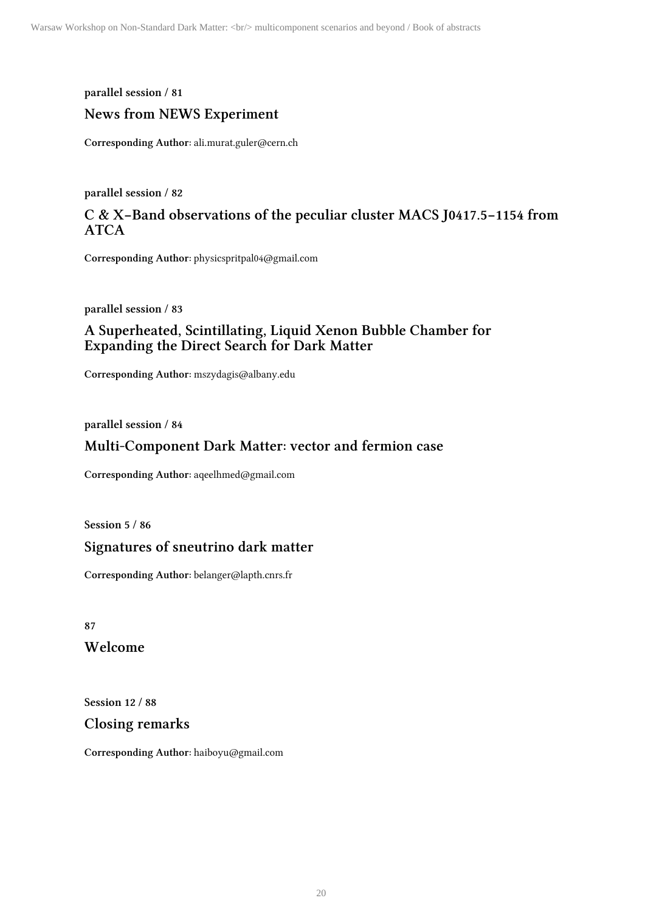**parallel session / 81**

## News from NEWS Experiment

**Corresponding Author**: ali.murat.guler@cern.ch

**parallel session / 82**

## C & X–Band observations of the peculiar cluster MACS J0417.5–1154 from ATCA

**Corresponding Author**: physicspritpal04@gmail.com

**parallel session / 83**

## A Superheated, Scintillating, Liquid Xenon Bubble Chamber for Expanding the Direct Search for Dark Matter

**Corresponding Author**: mszydagis@albany.edu

**parallel session / 84**

## Multi-Component Dark Matter: vector and fermion case

**Corresponding Author**: aqeelhmed@gmail.com

**Session 5 / 86**

## Signatures of sneutrino dark matter

**Corresponding Author**: belanger@lapth.cnrs.fr

**87**

## Welcome

**Session 12 / 88**

## Closing remarks

**Corresponding Author**: haiboyu@gmail.com